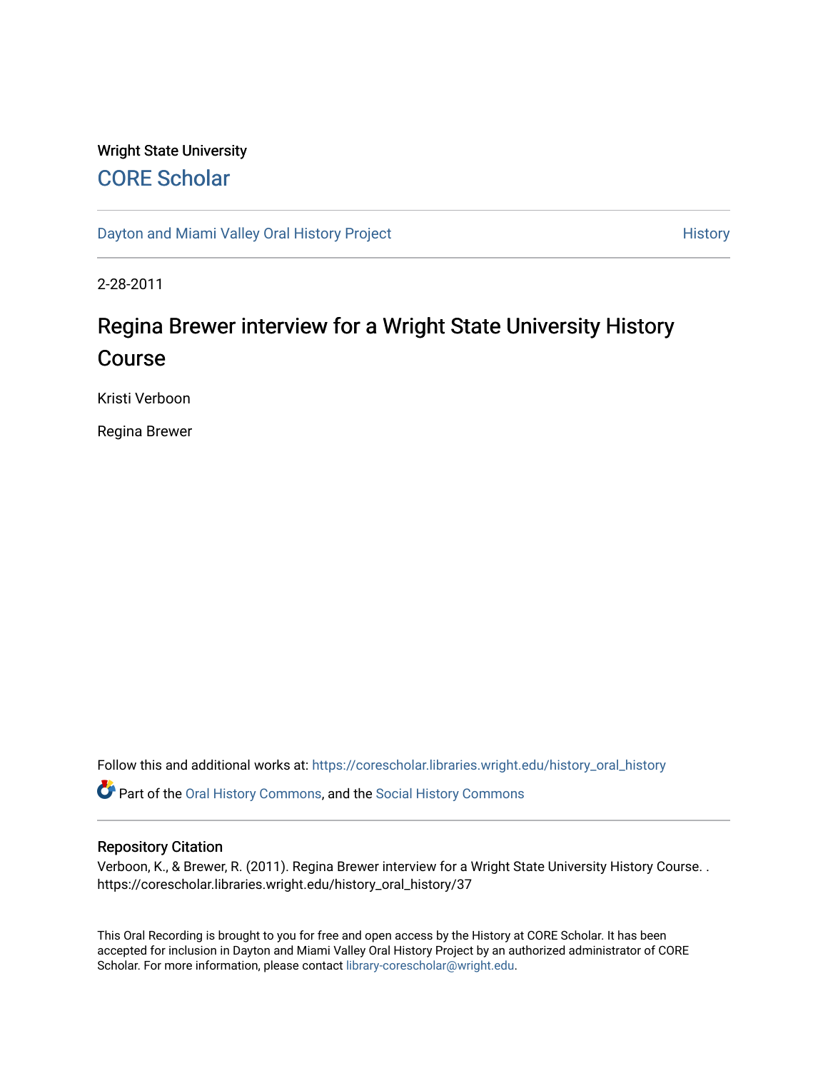Wright State University

CORE Scholar

Dayton and Miami Valley Oral History Project

History

2-28-2011

# Regina Brewer interview for a Wright State University History Course

Kristi Verboon

Regina Brewer

Follow this and additional works at: https://corescholar.libraries.wright.edu/history_oral_history

Part of the Oral History Commons, and the Social History Commons

## Repository Citation

Verboon, K., & Brewer, R. (2011). Regina Brewer interview for a Wright State University History Course. . https://corescholar.libraries.wright.edu/history_oral_history/37

This Oral Recording is brought to you for free and open access by the History at CORE Scholar. It has been accepted for inclusion in Dayton and Miami Valley Oral History Project by an authorized administrator of CORE Scholar. For more information, please contact library-corescholar@wright.edu.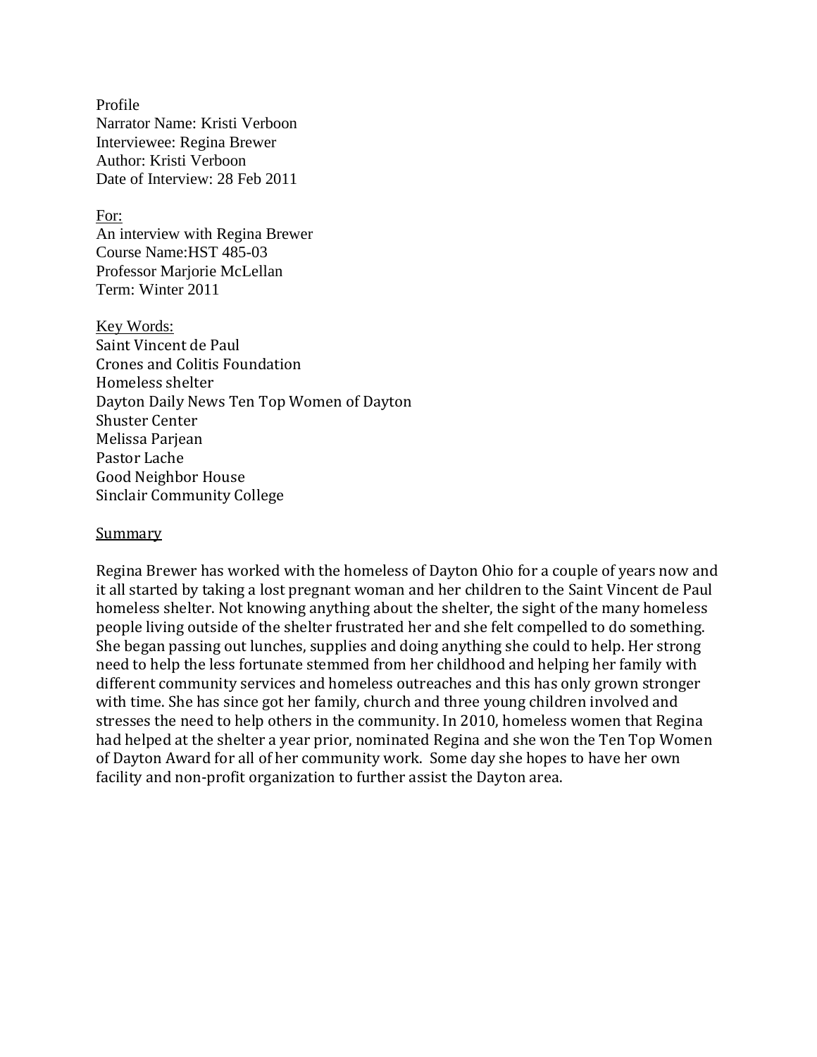Profile
Narrator Name: Kristi Verboon
Interviewee: Regina Brewer
Author: Kristi Verboon
Date of Interview: 28 Feb 2011

For:
An interview with Regina Brewer
Course Name:HST 485-03
Professor Marjorie McLellan
Term: Winter 2011

Key Words:
Saint Vincent de Paul
Crones and Colitis Foundation
Homeless shelter
Dayton Daily News Ten Top Women of Dayton
Shuster Center
Melissa Parjean
Pastor Lache
Good Neighbor House
Sinclair Community College

Summary

Regina Brewer has worked with the homeless of Dayton Ohio for a couple of years now and it all started by taking a lost pregnant woman and her children to the Saint Vincent de Paul homeless shelter. Not knowing anything about the shelter, the sight of the many homeless people living outside of the shelter frustrated her and she felt compelled to do something. She began passing out lunches, supplies and doing anything she could to help. Her strong need to help the less fortunate stemmed from her childhood and helping her family with different community services and homeless outreaches and this has only grown stronger with time. She has since got her family, church and three young children involved and stresses the need to help others in the community. In 2010, homeless women that Regina had helped at the shelter a year prior, nominated Regina and she won the Ten Top Women of Dayton Award for all of her community work. Some day she hopes to have her own facility and non-profit organization to further assist the Dayton area.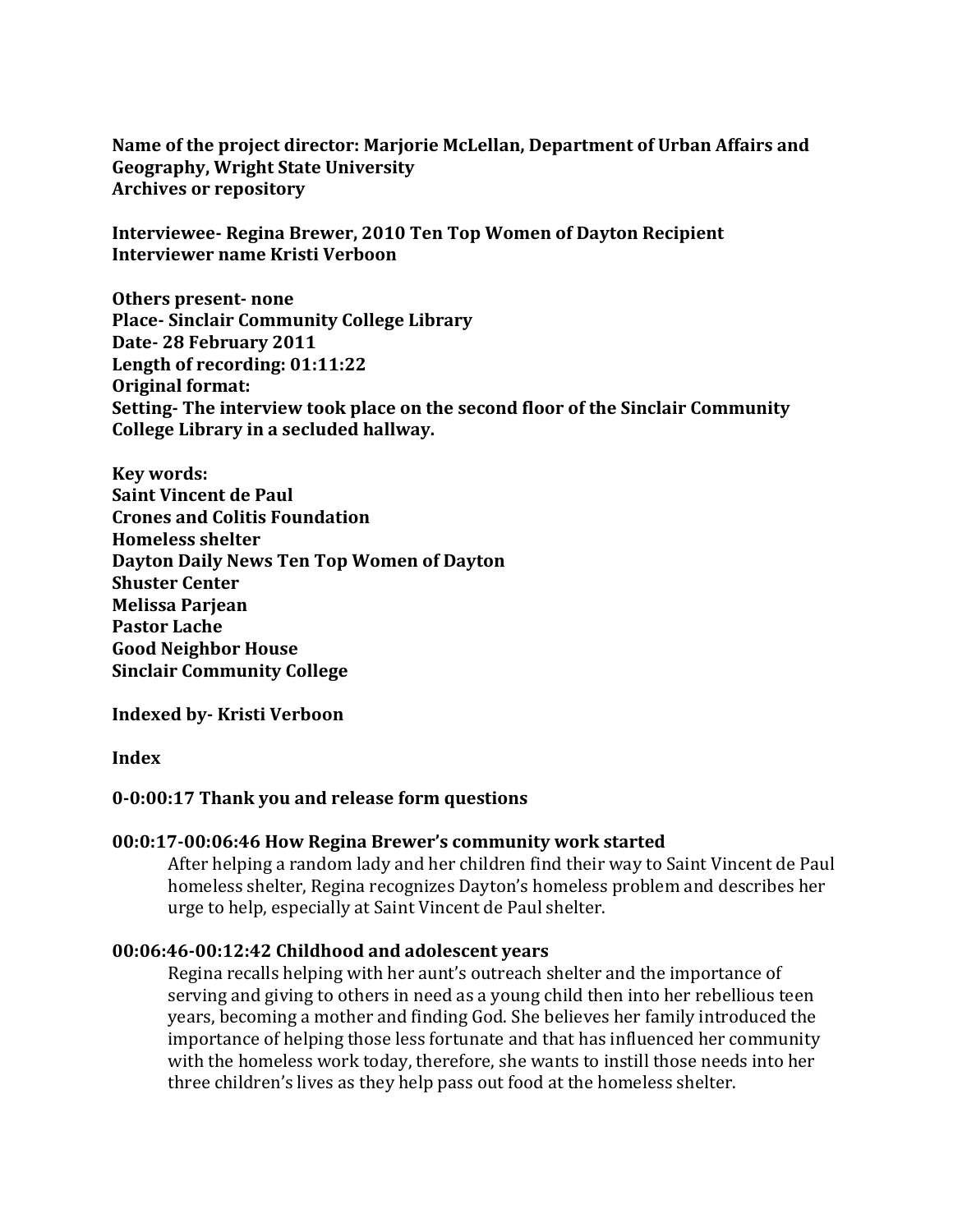**Name of the project director: Marjorie McLellan, Department of Urban Affairs and Geography, Wright State University**
**Archives or repository**

**Interviewee- Regina Brewer, 2010 Ten Top Women of Dayton Recipient**
**Interviewer name Kristi Verboon**

**Others present- none**
**Place- Sinclair Community College Library**
**Date- 28 February 2011**
**Length of recording: 01:11:22**
**Original format:**
**Setting- The interview took place on the second floor of the Sinclair Community College Library in a secluded hallway.**

**Key words:**
**Saint Vincent de Paul**
**Crones and Colitis Foundation**
**Homeless shelter**
**Dayton Daily News Ten Top Women of Dayton**
**Shuster Center**
**Melissa Parjean**
**Pastor Lache**
**Good Neighbor House**
**Sinclair Community College**

**Indexed by- Kristi Verboon**

**Index**

**0-0:00:17 Thank you and release form questions**

**00:0:17-00:06:46 How Regina Brewer's community work started**

After helping a random lady and her children find their way to Saint Vincent de Paul homeless shelter, Regina recognizes Dayton's homeless problem and describes her urge to help, especially at Saint Vincent de Paul shelter.

**00:06:46-00:12:42 Childhood and adolescent years**

Regina recalls helping with her aunt's outreach shelter and the importance of serving and giving to others in need as a young child then into her rebellious teen years, becoming a mother and finding God. She believes her family introduced the importance of helping those less fortunate and that has influenced her community with the homeless work today, therefore, she wants to instill those needs into her three children's lives as they help pass out food at the homeless shelter.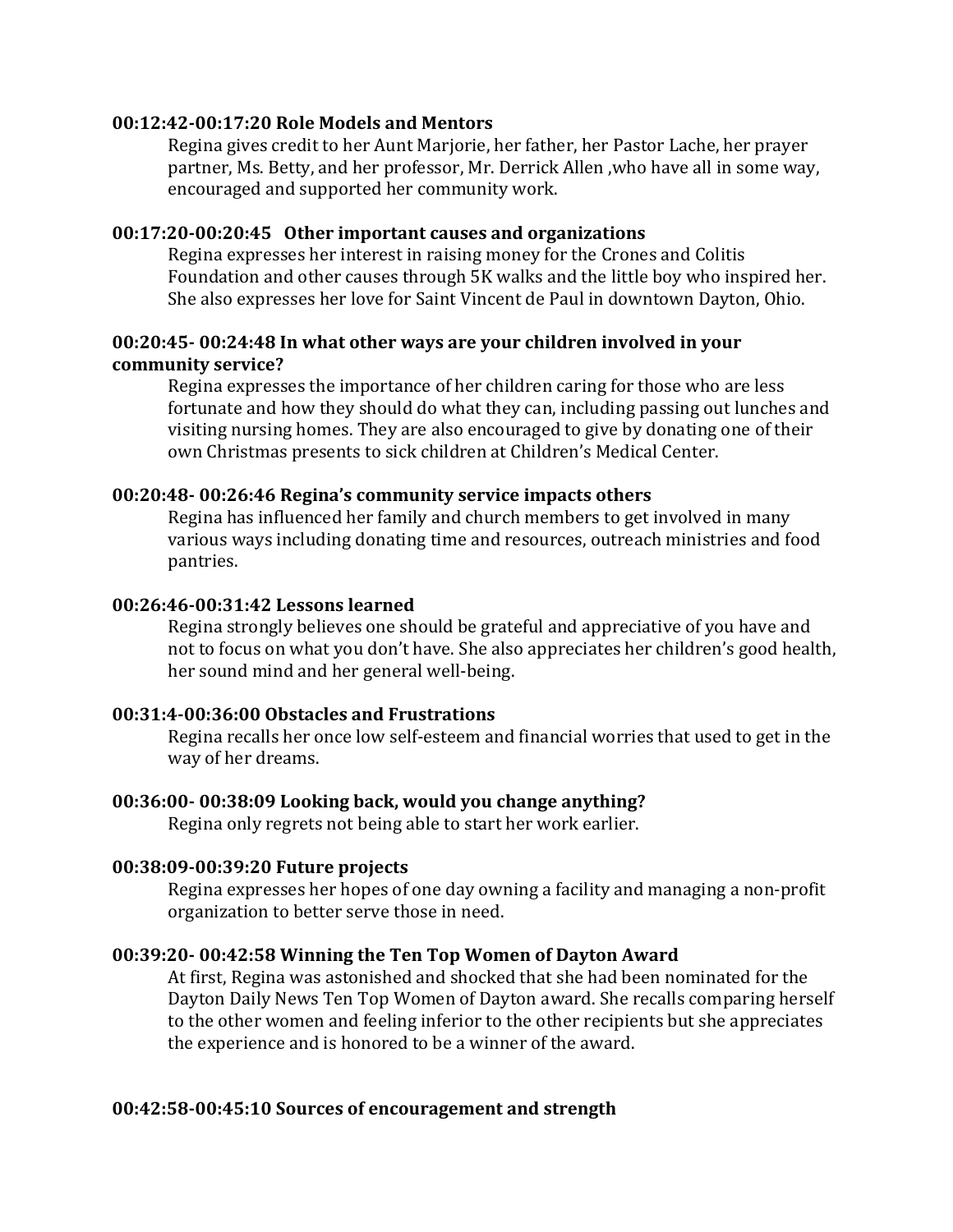**00:12:42-00:17:20 Role Models and Mentors**

Regina gives credit to her Aunt Marjorie, her father, her Pastor Lache, her prayer partner, Ms. Betty, and her professor, Mr. Derrick Allen ,who have all in some way, encouraged and supported her community work.

**00:17:20-00:20:45 Other important causes and organizations**

Regina expresses her interest in raising money for the Crones and Colitis Foundation and other causes through 5K walks and the little boy who inspired her. She also expresses her love for Saint Vincent de Paul in downtown Dayton, Ohio.

**00:20:45- 00:24:48 In what other ways are your children involved in your community service?**

Regina expresses the importance of her children caring for those who are less fortunate and how they should do what they can, including passing out lunches and visiting nursing homes. They are also encouraged to give by donating one of their own Christmas presents to sick children at Children's Medical Center.

**00:20:48- 00:26:46 Regina's community service impacts others**

Regina has influenced her family and church members to get involved in many various ways including donating time and resources, outreach ministries and food pantries.

**00:26:46-00:31:42 Lessons learned**

Regina strongly believes one should be grateful and appreciative of you have and not to focus on what you don't have. She also appreciates her children's good health, her sound mind and her general well-being.

**00:31:4-00:36:00 Obstacles and Frustrations**

Regina recalls her once low self-esteem and financial worries that used to get in the way of her dreams.

**00:36:00- 00:38:09 Looking back, would you change anything?**

Regina only regrets not being able to start her work earlier.

**00:38:09-00:39:20 Future projects**

Regina expresses her hopes of one day owning a facility and managing a non-profit organization to better serve those in need.

**00:39:20- 00:42:58 Winning the Ten Top Women of Dayton Award**

At first, Regina was astonished and shocked that she had been nominated for the Dayton Daily News Ten Top Women of Dayton award. She recalls comparing herself to the other women and feeling inferior to the other recipients but she appreciates the experience and is honored to be a winner of the award.

**00:42:58-00:45:10 Sources of encouragement and strength**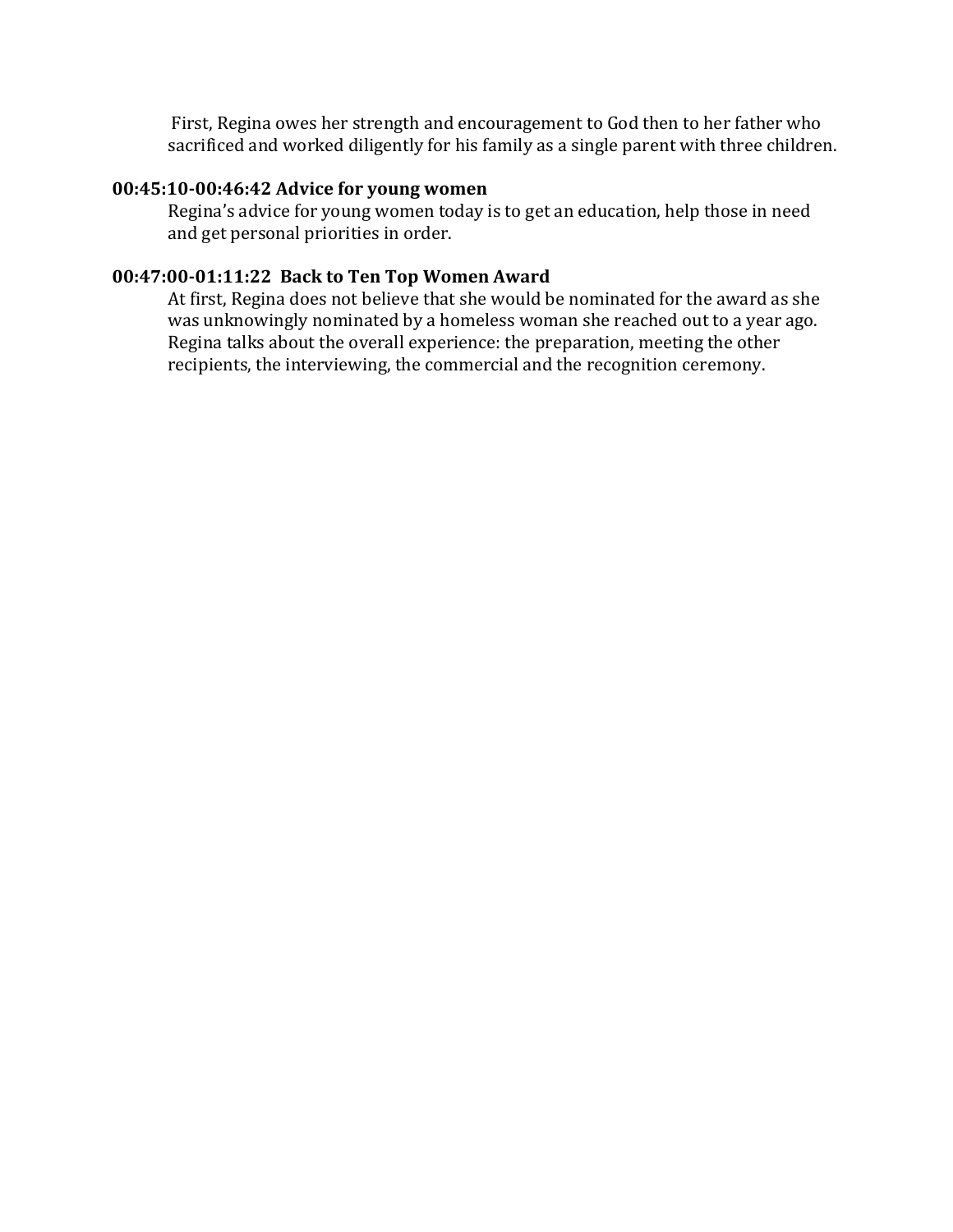First, Regina owes her strength and encouragement to God then to her father who sacrificed and worked diligently for his family as a single parent with three children.

**00:45:10-00:46:42 Advice for young women**

Regina's advice for young women today is to get an education, help those in need and get personal priorities in order.

**00:47:00-01:11:22 Back to Ten Top Women Award**

At first, Regina does not believe that she would be nominated for the award as she was unknowingly nominated by a homeless woman she reached out to a year ago. Regina talks about the overall experience: the preparation, meeting the other recipients, the interviewing, the commercial and the recognition ceremony.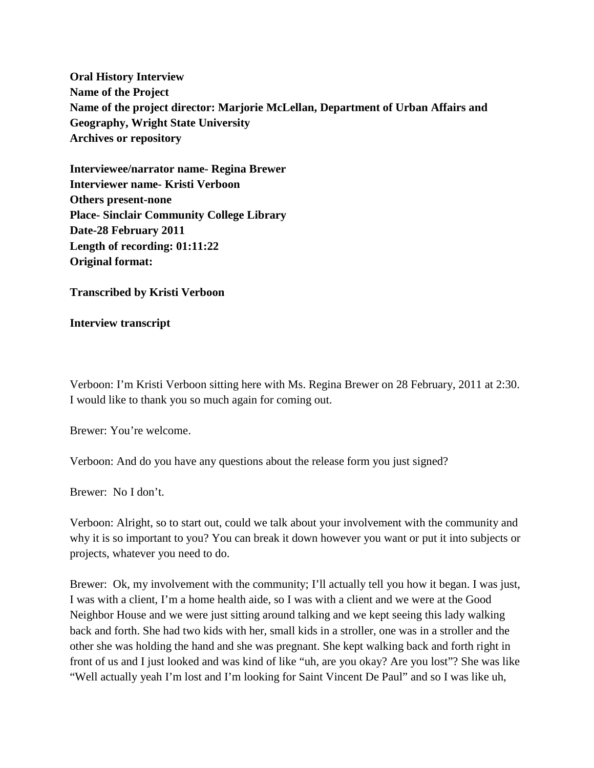**Oral History Interview**
**Name of the Project**
**Name of the project director: Marjorie McLellan, Department of Urban Affairs and Geography, Wright State University**
**Archives or repository**

**Interviewee/narrator name- Regina Brewer**
**Interviewer name- Kristi Verboon**
**Others present-none**
**Place- Sinclair Community College Library**
**Date-28 February 2011**
**Length of recording: 01:11:22**
**Original format:**

**Transcribed by Kristi Verboon**

**Interview transcript**

Verboon: I'm Kristi Verboon sitting here with Ms. Regina Brewer on 28 February, 2011 at 2:30. I would like to thank you so much again for coming out.

Brewer: You're welcome.

Verboon: And do you have any questions about the release form you just signed?

Brewer: No I don't.

Verboon: Alright, so to start out, could we talk about your involvement with the community and why it is so important to you? You can break it down however you want or put it into subjects or projects, whatever you need to do.

Brewer: Ok, my involvement with the community; I'll actually tell you how it began. I was just, I was with a client, I'm a home health aide, so I was with a client and we were at the Good Neighbor House and we were just sitting around talking and we kept seeing this lady walking back and forth. She had two kids with her, small kids in a stroller, one was in a stroller and the other she was holding the hand and she was pregnant. She kept walking back and forth right in front of us and I just looked and was kind of like "uh, are you okay? Are you lost"? She was like "Well actually yeah I'm lost and I'm looking for Saint Vincent De Paul" and so I was like uh,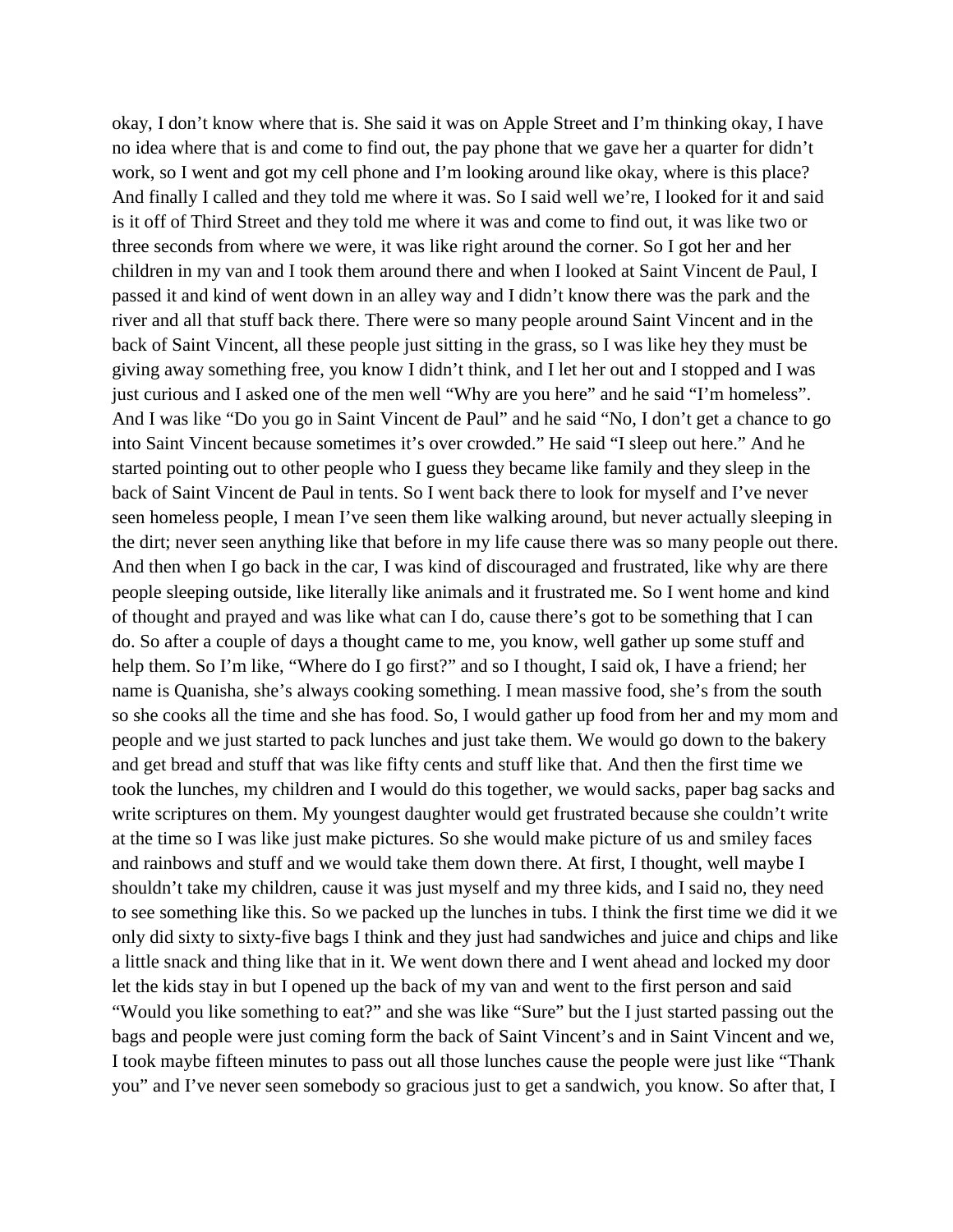okay, I don't know where that is. She said it was on Apple Street and I'm thinking okay, I have no idea where that is and come to find out, the pay phone that we gave her a quarter for didn't work, so I went and got my cell phone and I'm looking around like okay, where is this place? And finally I called and they told me where it was. So I said well we're, I looked for it and said is it off of Third Street and they told me where it was and come to find out, it was like two or three seconds from where we were, it was like right around the corner. So I got her and her children in my van and I took them around there and when I looked at Saint Vincent de Paul, I passed it and kind of went down in an alley way and I didn't know there was the park and the river and all that stuff back there. There were so many people around Saint Vincent and in the back of Saint Vincent, all these people just sitting in the grass, so I was like hey they must be giving away something free, you know I didn't think, and I let her out and I stopped and I was just curious and I asked one of the men well "Why are you here" and he said "I'm homeless". And I was like "Do you go in Saint Vincent de Paul" and he said "No, I don't get a chance to go into Saint Vincent because sometimes it's over crowded." He said "I sleep out here." And he started pointing out to other people who I guess they became like family and they sleep in the back of Saint Vincent de Paul in tents. So I went back there to look for myself and I've never seen homeless people, I mean I've seen them like walking around, but never actually sleeping in the dirt; never seen anything like that before in my life cause there was so many people out there. And then when I go back in the car, I was kind of discouraged and frustrated, like why are there people sleeping outside, like literally like animals and it frustrated me. So I went home and kind of thought and prayed and was like what can I do, cause there's got to be something that I can do. So after a couple of days a thought came to me, you know, well gather up some stuff and help them. So I'm like, "Where do I go first?" and so I thought, I said ok, I have a friend; her name is Quanisha, she's always cooking something. I mean massive food, she's from the south so she cooks all the time and she has food. So, I would gather up food from her and my mom and people and we just started to pack lunches and just take them. We would go down to the bakery and get bread and stuff that was like fifty cents and stuff like that. And then the first time we took the lunches, my children and I would do this together, we would sacks, paper bag sacks and write scriptures on them. My youngest daughter would get frustrated because she couldn't write at the time so I was like just make pictures. So she would make picture of us and smiley faces and rainbows and stuff and we would take them down there. At first, I thought, well maybe I shouldn't take my children, cause it was just myself and my three kids, and I said no, they need to see something like this. So we packed up the lunches in tubs. I think the first time we did it we only did sixty to sixty-five bags I think and they just had sandwiches and juice and chips and like a little snack and thing like that in it. We went down there and I went ahead and locked my door let the kids stay in but I opened up the back of my van and went to the first person and said "Would you like something to eat?" and she was like "Sure" but the I just started passing out the bags and people were just coming form the back of Saint Vincent's and in Saint Vincent and we, I took maybe fifteen minutes to pass out all those lunches cause the people were just like "Thank you" and I've never seen somebody so gracious just to get a sandwich, you know. So after that, I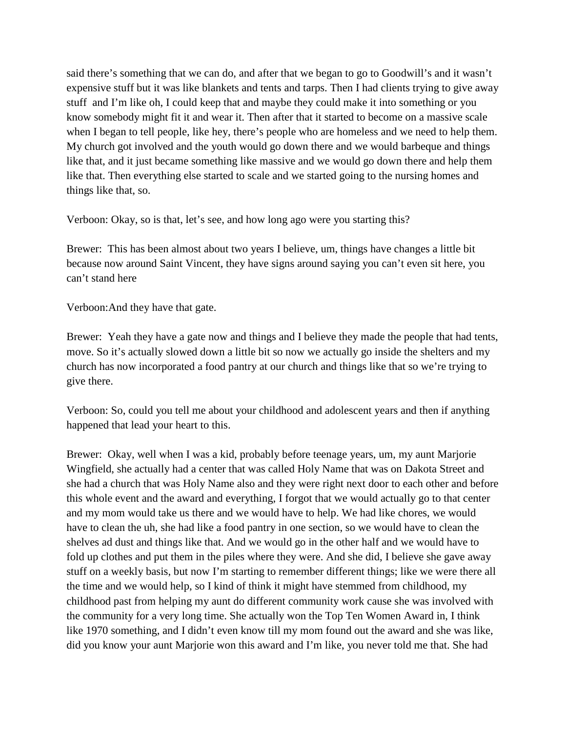said there's something that we can do, and after that we began to go to Goodwill's and it wasn't expensive stuff but it was like blankets and tents and tarps. Then I had clients trying to give away stuff and I'm like oh, I could keep that and maybe they could make it into something or you know somebody might fit it and wear it. Then after that it started to become on a massive scale when I began to tell people, like hey, there's people who are homeless and we need to help them. My church got involved and the youth would go down there and we would barbeque and things like that, and it just became something like massive and we would go down there and help them like that. Then everything else started to scale and we started going to the nursing homes and things like that, so.

Verboon: Okay, so is that, let's see, and how long ago were you starting this?

Brewer: This has been almost about two years I believe, um, things have changes a little bit because now around Saint Vincent, they have signs around saying you can't even sit here, you can't stand here

Verboon:And they have that gate.

Brewer: Yeah they have a gate now and things and I believe they made the people that had tents, move. So it's actually slowed down a little bit so now we actually go inside the shelters and my church has now incorporated a food pantry at our church and things like that so we're trying to give there.

Verboon: So, could you tell me about your childhood and adolescent years and then if anything happened that lead your heart to this.

Brewer: Okay, well when I was a kid, probably before teenage years, um, my aunt Marjorie Wingfield, she actually had a center that was called Holy Name that was on Dakota Street and she had a church that was Holy Name also and they were right next door to each other and before this whole event and the award and everything, I forgot that we would actually go to that center and my mom would take us there and we would have to help. We had like chores, we would have to clean the uh, she had like a food pantry in one section, so we would have to clean the shelves ad dust and things like that. And we would go in the other half and we would have to fold up clothes and put them in the piles where they were. And she did, I believe she gave away stuff on a weekly basis, but now I'm starting to remember different things; like we were there all the time and we would help, so I kind of think it might have stemmed from childhood, my childhood past from helping my aunt do different community work cause she was involved with the community for a very long time. She actually won the Top Ten Women Award in, I think like 1970 something, and I didn't even know till my mom found out the award and she was like, did you know your aunt Marjorie won this award and I'm like, you never told me that. She had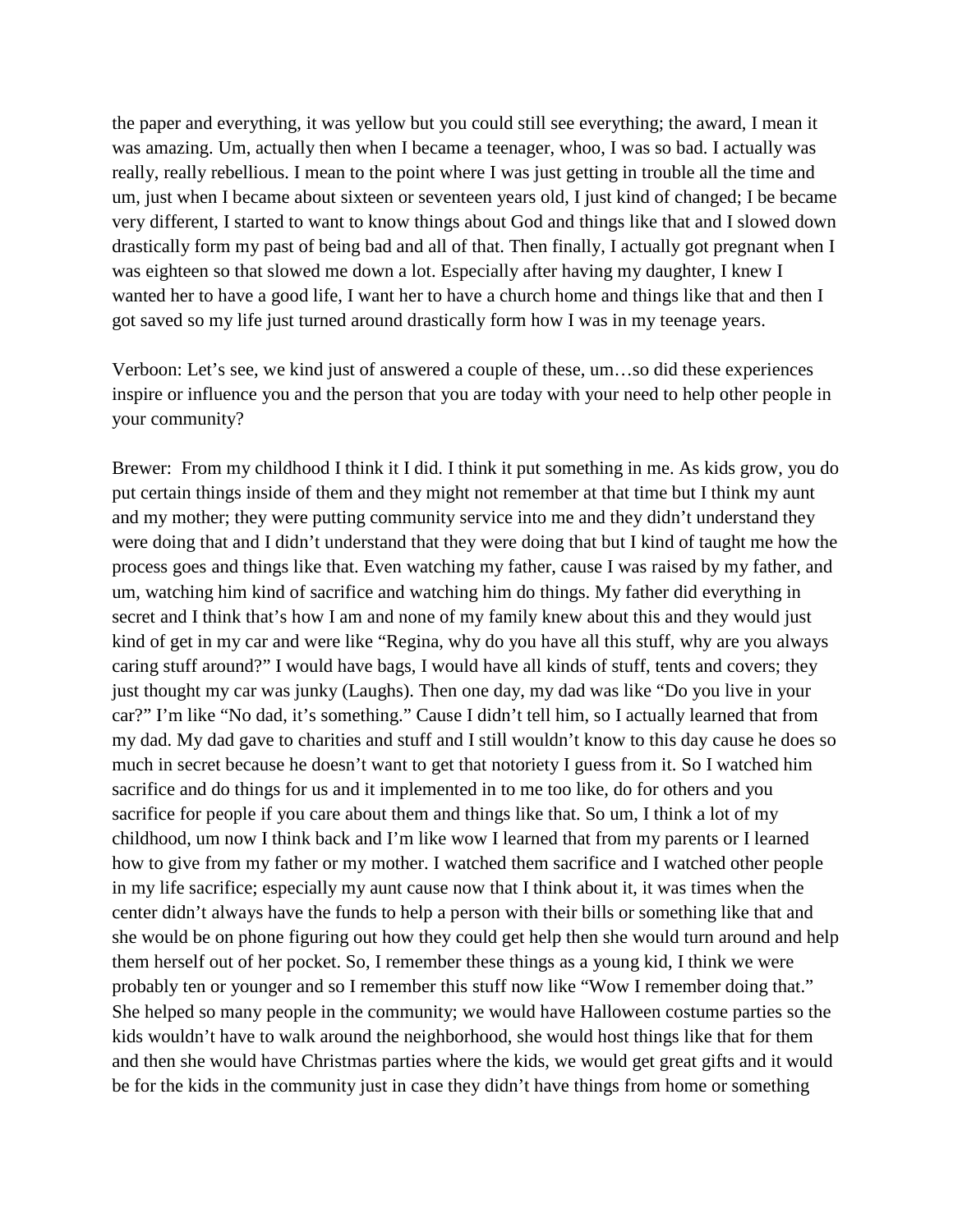the paper and everything, it was yellow but you could still see everything; the award, I mean it was amazing. Um, actually then when I became a teenager, whoo, I was so bad. I actually was really, really rebellious. I mean to the point where I was just getting in trouble all the time and um, just when I became about sixteen or seventeen years old, I just kind of changed; I be became very different, I started to want to know things about God and things like that and I slowed down drastically form my past of being bad and all of that. Then finally, I actually got pregnant when I was eighteen so that slowed me down a lot. Especially after having my daughter, I knew I wanted her to have a good life, I want her to have a church home and things like that and then I got saved so my life just turned around drastically form how I was in my teenage years.

Verboon: Let's see, we kind just of answered a couple of these, um…so did these experiences inspire or influence you and the person that you are today with your need to help other people in your community?

Brewer: From my childhood I think it I did. I think it put something in me. As kids grow, you do put certain things inside of them and they might not remember at that time but I think my aunt and my mother; they were putting community service into me and they didn't understand they were doing that and I didn't understand that they were doing that but I kind of taught me how the process goes and things like that. Even watching my father, cause I was raised by my father, and um, watching him kind of sacrifice and watching him do things. My father did everything in secret and I think that's how I am and none of my family knew about this and they would just kind of get in my car and were like "Regina, why do you have all this stuff, why are you always caring stuff around?" I would have bags, I would have all kinds of stuff, tents and covers; they just thought my car was junky (Laughs). Then one day, my dad was like "Do you live in your car?" I'm like "No dad, it's something." Cause I didn't tell him, so I actually learned that from my dad. My dad gave to charities and stuff and I still wouldn't know to this day cause he does so much in secret because he doesn't want to get that notoriety I guess from it. So I watched him sacrifice and do things for us and it implemented in to me too like, do for others and you sacrifice for people if you care about them and things like that. So um, I think a lot of my childhood, um now I think back and I'm like wow I learned that from my parents or I learned how to give from my father or my mother. I watched them sacrifice and I watched other people in my life sacrifice; especially my aunt cause now that I think about it, it was times when the center didn't always have the funds to help a person with their bills or something like that and she would be on phone figuring out how they could get help then she would turn around and help them herself out of her pocket. So, I remember these things as a young kid, I think we were probably ten or younger and so I remember this stuff now like "Wow I remember doing that." She helped so many people in the community; we would have Halloween costume parties so the kids wouldn't have to walk around the neighborhood, she would host things like that for them and then she would have Christmas parties where the kids, we would get great gifts and it would be for the kids in the community just in case they didn't have things from home or something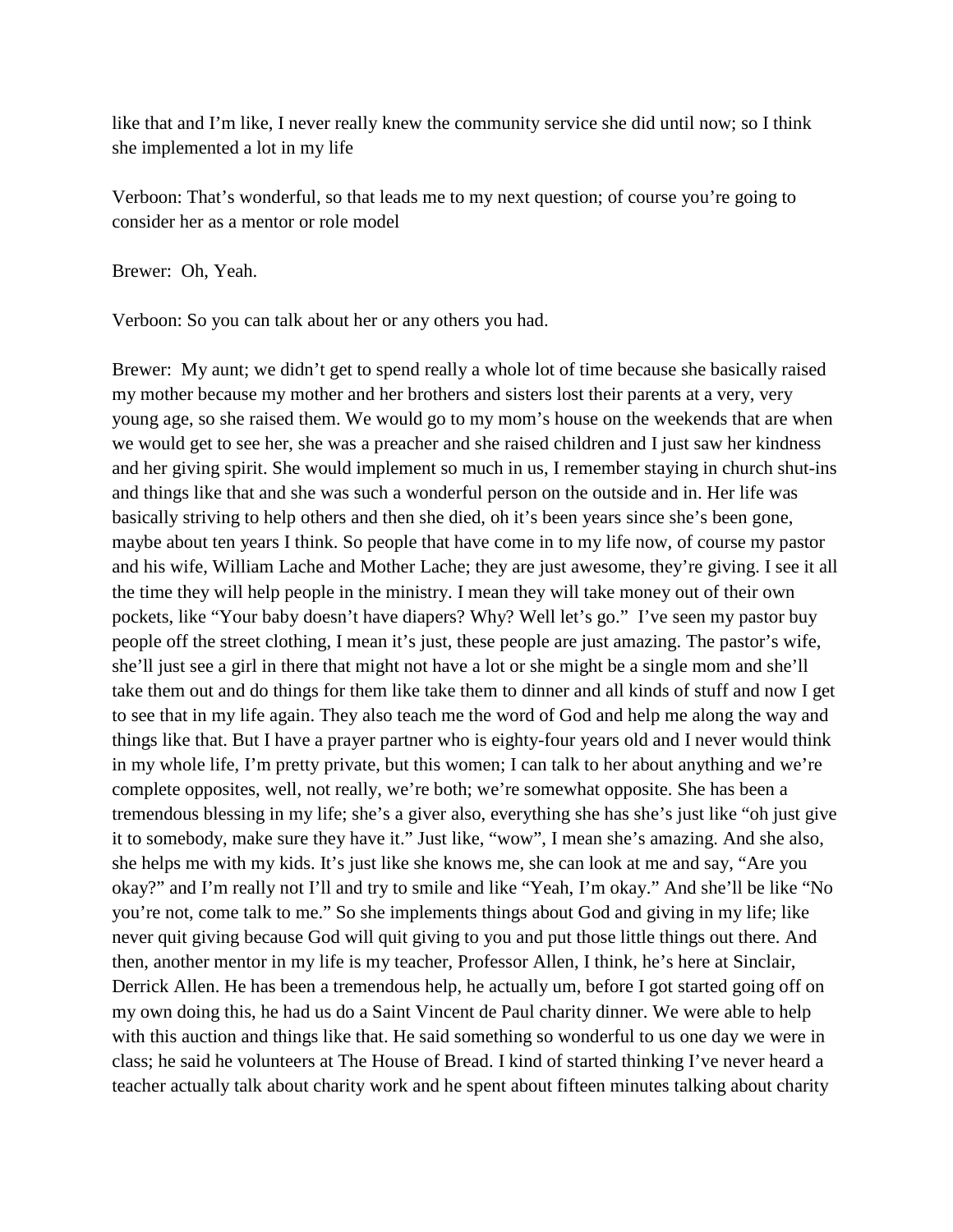like that and I'm like, I never really knew the community service she did until now; so I think she implemented a lot in my life

Verboon: That's wonderful, so that leads me to my next question; of course you're going to consider her as a mentor or role model

Brewer: Oh, Yeah.

Verboon: So you can talk about her or any others you had.

Brewer: My aunt; we didn't get to spend really a whole lot of time because she basically raised my mother because my mother and her brothers and sisters lost their parents at a very, very young age, so she raised them. We would go to my mom's house on the weekends that are when we would get to see her, she was a preacher and she raised children and I just saw her kindness and her giving spirit. She would implement so much in us, I remember staying in church shut-ins and things like that and she was such a wonderful person on the outside and in. Her life was basically striving to help others and then she died, oh it's been years since she's been gone, maybe about ten years I think. So people that have come in to my life now, of course my pastor and his wife, William Lache and Mother Lache; they are just awesome, they're giving. I see it all the time they will help people in the ministry. I mean they will take money out of their own pockets, like "Your baby doesn't have diapers? Why? Well let's go." I've seen my pastor buy people off the street clothing, I mean it's just, these people are just amazing. The pastor's wife, she'll just see a girl in there that might not have a lot or she might be a single mom and she'll take them out and do things for them like take them to dinner and all kinds of stuff and now I get to see that in my life again. They also teach me the word of God and help me along the way and things like that. But I have a prayer partner who is eighty-four years old and I never would think in my whole life, I'm pretty private, but this women; I can talk to her about anything and we're complete opposites, well, not really, we're both; we're somewhat opposite. She has been a tremendous blessing in my life; she's a giver also, everything she has she's just like "oh just give it to somebody, make sure they have it." Just like, "wow", I mean she's amazing. And she also, she helps me with my kids. It's just like she knows me, she can look at me and say, "Are you okay?" and I'm really not I'll and try to smile and like "Yeah, I'm okay." And she'll be like "No you're not, come talk to me." So she implements things about God and giving in my life; like never quit giving because God will quit giving to you and put those little things out there. And then, another mentor in my life is my teacher, Professor Allen, I think, he's here at Sinclair, Derrick Allen. He has been a tremendous help, he actually um, before I got started going off on my own doing this, he had us do a Saint Vincent de Paul charity dinner. We were able to help with this auction and things like that. He said something so wonderful to us one day we were in class; he said he volunteers at The House of Bread. I kind of started thinking I've never heard a teacher actually talk about charity work and he spent about fifteen minutes talking about charity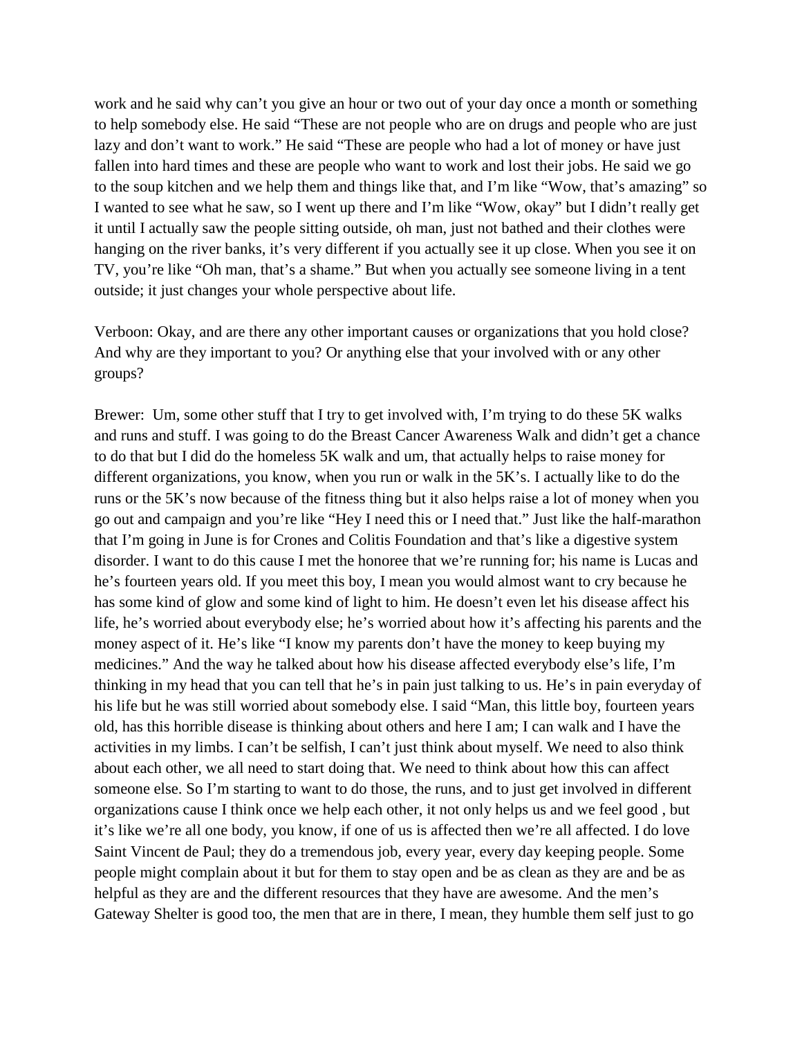work and he said why can't you give an hour or two out of your day once a month or something to help somebody else. He said "These are not people who are on drugs and people who are just lazy and don't want to work." He said "These are people who had a lot of money or have just fallen into hard times and these are people who want to work and lost their jobs. He said we go to the soup kitchen and we help them and things like that, and I'm like "Wow, that's amazing" so I wanted to see what he saw, so I went up there and I'm like "Wow, okay" but I didn't really get it until I actually saw the people sitting outside, oh man, just not bathed and their clothes were hanging on the river banks, it's very different if you actually see it up close. When you see it on TV, you're like "Oh man, that's a shame." But when you actually see someone living in a tent outside; it just changes your whole perspective about life.

Verboon: Okay, and are there any other important causes or organizations that you hold close? And why are they important to you? Or anything else that your involved with or any other groups?

Brewer: Um, some other stuff that I try to get involved with, I'm trying to do these 5K walks and runs and stuff. I was going to do the Breast Cancer Awareness Walk and didn't get a chance to do that but I did do the homeless 5K walk and um, that actually helps to raise money for different organizations, you know, when you run or walk in the 5K's. I actually like to do the runs or the 5K's now because of the fitness thing but it also helps raise a lot of money when you go out and campaign and you're like "Hey I need this or I need that." Just like the half-marathon that I'm going in June is for Crones and Colitis Foundation and that's like a digestive system disorder. I want to do this cause I met the honoree that we're running for; his name is Lucas and he's fourteen years old. If you meet this boy, I mean you would almost want to cry because he has some kind of glow and some kind of light to him. He doesn't even let his disease affect his life, he's worried about everybody else; he's worried about how it's affecting his parents and the money aspect of it. He's like "I know my parents don't have the money to keep buying my medicines." And the way he talked about how his disease affected everybody else's life, I'm thinking in my head that you can tell that he's in pain just talking to us. He's in pain everyday of his life but he was still worried about somebody else. I said "Man, this little boy, fourteen years old, has this horrible disease is thinking about others and here I am; I can walk and I have the activities in my limbs. I can't be selfish, I can't just think about myself. We need to also think about each other, we all need to start doing that. We need to think about how this can affect someone else. So I'm starting to want to do those, the runs, and to just get involved in different organizations cause I think once we help each other, it not only helps us and we feel good , but it's like we're all one body, you know, if one of us is affected then we're all affected. I do love Saint Vincent de Paul; they do a tremendous job, every year, every day keeping people. Some people might complain about it but for them to stay open and be as clean as they are and be as helpful as they are and the different resources that they have are awesome. And the men's Gateway Shelter is good too, the men that are in there, I mean, they humble them self just to go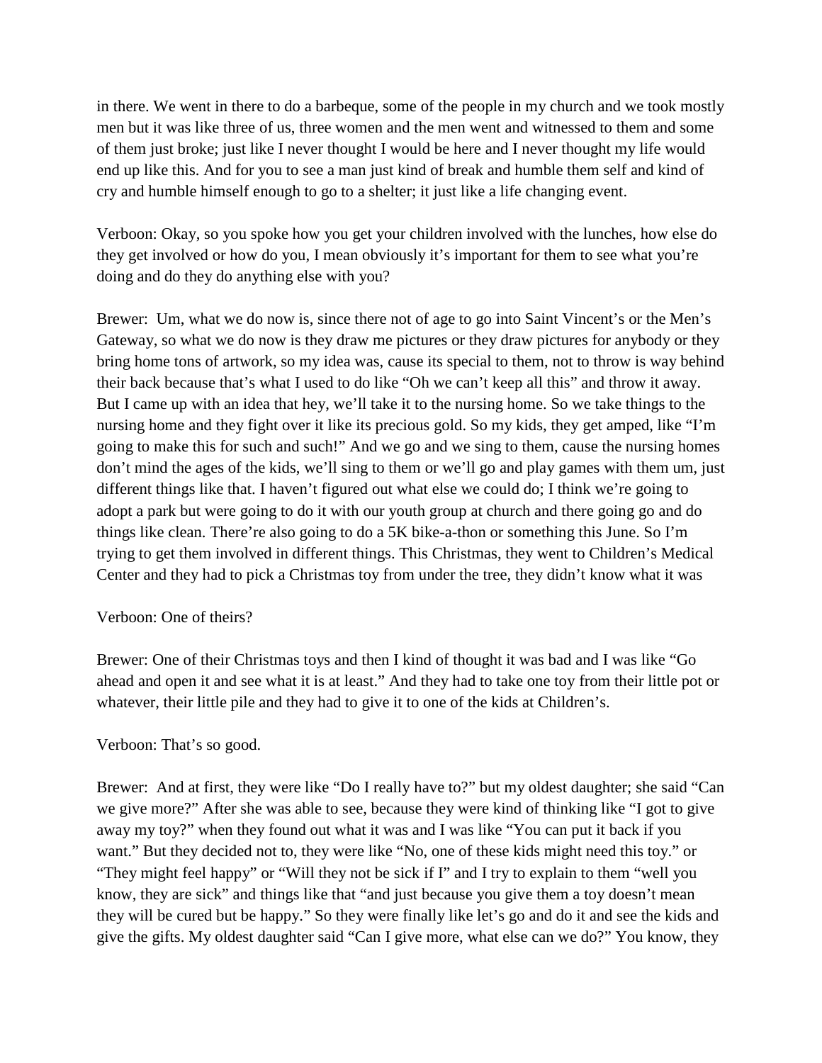in there. We went in there to do a barbeque, some of the people in my church and we took mostly men but it was like three of us, three women and the men went and witnessed to them and some of them just broke; just like I never thought I would be here and I never thought my life would end up like this. And for you to see a man just kind of break and humble them self and kind of cry and humble himself enough to go to a shelter; it just like a life changing event.

Verboon: Okay, so you spoke how you get your children involved with the lunches, how else do they get involved or how do you, I mean obviously it's important for them to see what you're doing and do they do anything else with you?

Brewer: Um, what we do now is, since there not of age to go into Saint Vincent's or the Men's Gateway, so what we do now is they draw me pictures or they draw pictures for anybody or they bring home tons of artwork, so my idea was, cause its special to them, not to throw is way behind their back because that's what I used to do like "Oh we can't keep all this" and throw it away. But I came up with an idea that hey, we'll take it to the nursing home. So we take things to the nursing home and they fight over it like its precious gold. So my kids, they get amped, like "I'm going to make this for such and such!" And we go and we sing to them, cause the nursing homes don't mind the ages of the kids, we'll sing to them or we'll go and play games with them um, just different things like that. I haven't figured out what else we could do; I think we're going to adopt a park but were going to do it with our youth group at church and there going go and do things like clean. There're also going to do a 5K bike-a-thon or something this June. So I'm trying to get them involved in different things. This Christmas, they went to Children's Medical Center and they had to pick a Christmas toy from under the tree, they didn't know what it was

Verboon: One of theirs?

Brewer: One of their Christmas toys and then I kind of thought it was bad and I was like "Go ahead and open it and see what it is at least." And they had to take one toy from their little pot or whatever, their little pile and they had to give it to one of the kids at Children's.

Verboon: That's so good.

Brewer: And at first, they were like "Do I really have to?" but my oldest daughter; she said "Can we give more?" After she was able to see, because they were kind of thinking like "I got to give away my toy?" when they found out what it was and I was like "You can put it back if you want." But they decided not to, they were like "No, one of these kids might need this toy." or "They might feel happy" or "Will they not be sick if I" and I try to explain to them "well you know, they are sick" and things like that "and just because you give them a toy doesn't mean they will be cured but be happy." So they were finally like let's go and do it and see the kids and give the gifts. My oldest daughter said "Can I give more, what else can we do?" You know, they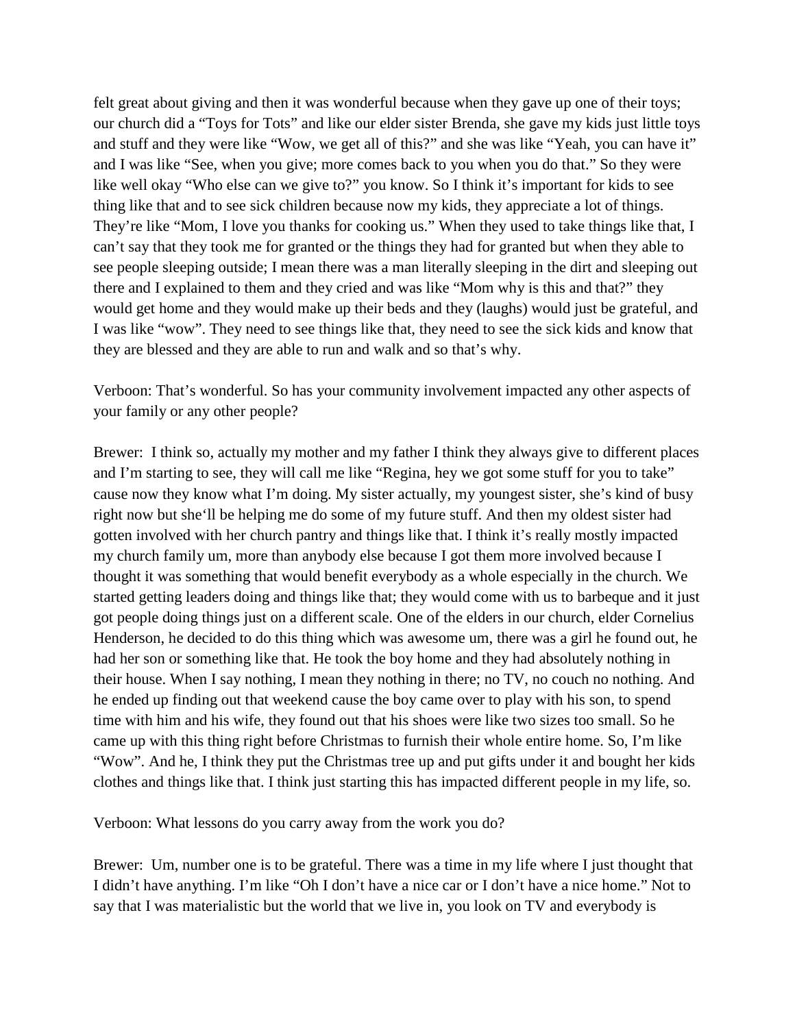felt great about giving and then it was wonderful because when they gave up one of their toys; our church did a "Toys for Tots" and like our elder sister Brenda, she gave my kids just little toys and stuff and they were like "Wow, we get all of this?" and she was like "Yeah, you can have it" and I was like "See, when you give; more comes back to you when you do that." So they were like well okay "Who else can we give to?" you know. So I think it's important for kids to see thing like that and to see sick children because now my kids, they appreciate a lot of things. They're like "Mom, I love you thanks for cooking us." When they used to take things like that, I can't say that they took me for granted or the things they had for granted but when they able to see people sleeping outside; I mean there was a man literally sleeping in the dirt and sleeping out there and I explained to them and they cried and was like "Mom why is this and that?" they would get home and they would make up their beds and they (laughs) would just be grateful, and I was like "wow". They need to see things like that, they need to see the sick kids and know that they are blessed and they are able to run and walk and so that's why.

Verboon: That's wonderful. So has your community involvement impacted any other aspects of your family or any other people?

Brewer: I think so, actually my mother and my father I think they always give to different places and I'm starting to see, they will call me like "Regina, hey we got some stuff for you to take" cause now they know what I'm doing. My sister actually, my youngest sister, she's kind of busy right now but she'll be helping me do some of my future stuff. And then my oldest sister had gotten involved with her church pantry and things like that. I think it's really mostly impacted my church family um, more than anybody else because I got them more involved because I thought it was something that would benefit everybody as a whole especially in the church. We started getting leaders doing and things like that; they would come with us to barbeque and it just got people doing things just on a different scale. One of the elders in our church, elder Cornelius Henderson, he decided to do this thing which was awesome um, there was a girl he found out, he had her son or something like that. He took the boy home and they had absolutely nothing in their house. When I say nothing, I mean they nothing in there; no TV, no couch no nothing. And he ended up finding out that weekend cause the boy came over to play with his son, to spend time with him and his wife, they found out that his shoes were like two sizes too small. So he came up with this thing right before Christmas to furnish their whole entire home. So, I'm like "Wow". And he, I think they put the Christmas tree up and put gifts under it and bought her kids clothes and things like that. I think just starting this has impacted different people in my life, so.

Verboon: What lessons do you carry away from the work you do?

Brewer: Um, number one is to be grateful. There was a time in my life where I just thought that I didn't have anything. I'm like "Oh I don't have a nice car or I don't have a nice home." Not to say that I was materialistic but the world that we live in, you look on TV and everybody is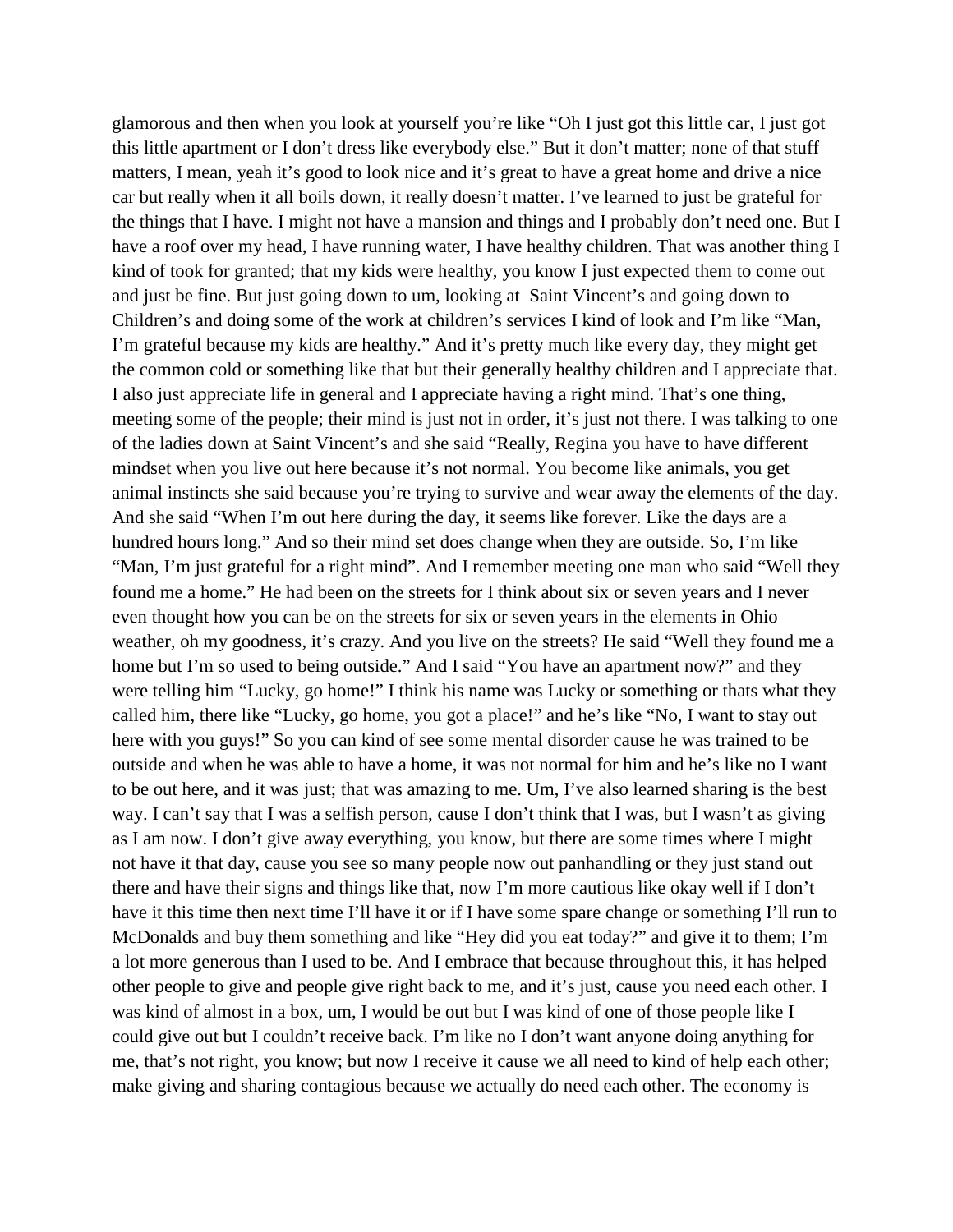glamorous and then when you look at yourself you're like "Oh I just got this little car, I just got this little apartment or I don't dress like everybody else." But it don't matter; none of that stuff matters, I mean, yeah it's good to look nice and it's great to have a great home and drive a nice car but really when it all boils down, it really doesn't matter. I've learned to just be grateful for the things that I have. I might not have a mansion and things and I probably don't need one. But I have a roof over my head, I have running water, I have healthy children. That was another thing I kind of took for granted; that my kids were healthy, you know I just expected them to come out and just be fine. But just going down to um, looking at Saint Vincent's and going down to Children's and doing some of the work at children's services I kind of look and I'm like "Man, I'm grateful because my kids are healthy." And it's pretty much like every day, they might get the common cold or something like that but their generally healthy children and I appreciate that. I also just appreciate life in general and I appreciate having a right mind. That's one thing, meeting some of the people; their mind is just not in order, it's just not there. I was talking to one of the ladies down at Saint Vincent's and she said "Really, Regina you have to have different mindset when you live out here because it's not normal. You become like animals, you get animal instincts she said because you're trying to survive and wear away the elements of the day. And she said "When I'm out here during the day, it seems like forever. Like the days are a hundred hours long." And so their mind set does change when they are outside. So, I'm like "Man, I'm just grateful for a right mind". And I remember meeting one man who said "Well they found me a home." He had been on the streets for I think about six or seven years and I never even thought how you can be on the streets for six or seven years in the elements in Ohio weather, oh my goodness, it's crazy. And you live on the streets? He said "Well they found me a home but I'm so used to being outside." And I said "You have an apartment now?" and they were telling him "Lucky, go home!" I think his name was Lucky or something or thats what they called him, there like "Lucky, go home, you got a place!" and he's like "No, I want to stay out here with you guys!" So you can kind of see some mental disorder cause he was trained to be outside and when he was able to have a home, it was not normal for him and he's like no I want to be out here, and it was just; that was amazing to me. Um, I've also learned sharing is the best way. I can't say that I was a selfish person, cause I don't think that I was, but I wasn't as giving as I am now. I don't give away everything, you know, but there are some times where I might not have it that day, cause you see so many people now out panhandling or they just stand out there and have their signs and things like that, now I'm more cautious like okay well if I don't have it this time then next time I'll have it or if I have some spare change or something I'll run to McDonalds and buy them something and like "Hey did you eat today?" and give it to them; I'm a lot more generous than I used to be. And I embrace that because throughout this, it has helped other people to give and people give right back to me, and it's just, cause you need each other. I was kind of almost in a box, um, I would be out but I was kind of one of those people like I could give out but I couldn't receive back. I'm like no I don't want anyone doing anything for me, that's not right, you know; but now I receive it cause we all need to kind of help each other; make giving and sharing contagious because we actually do need each other. The economy is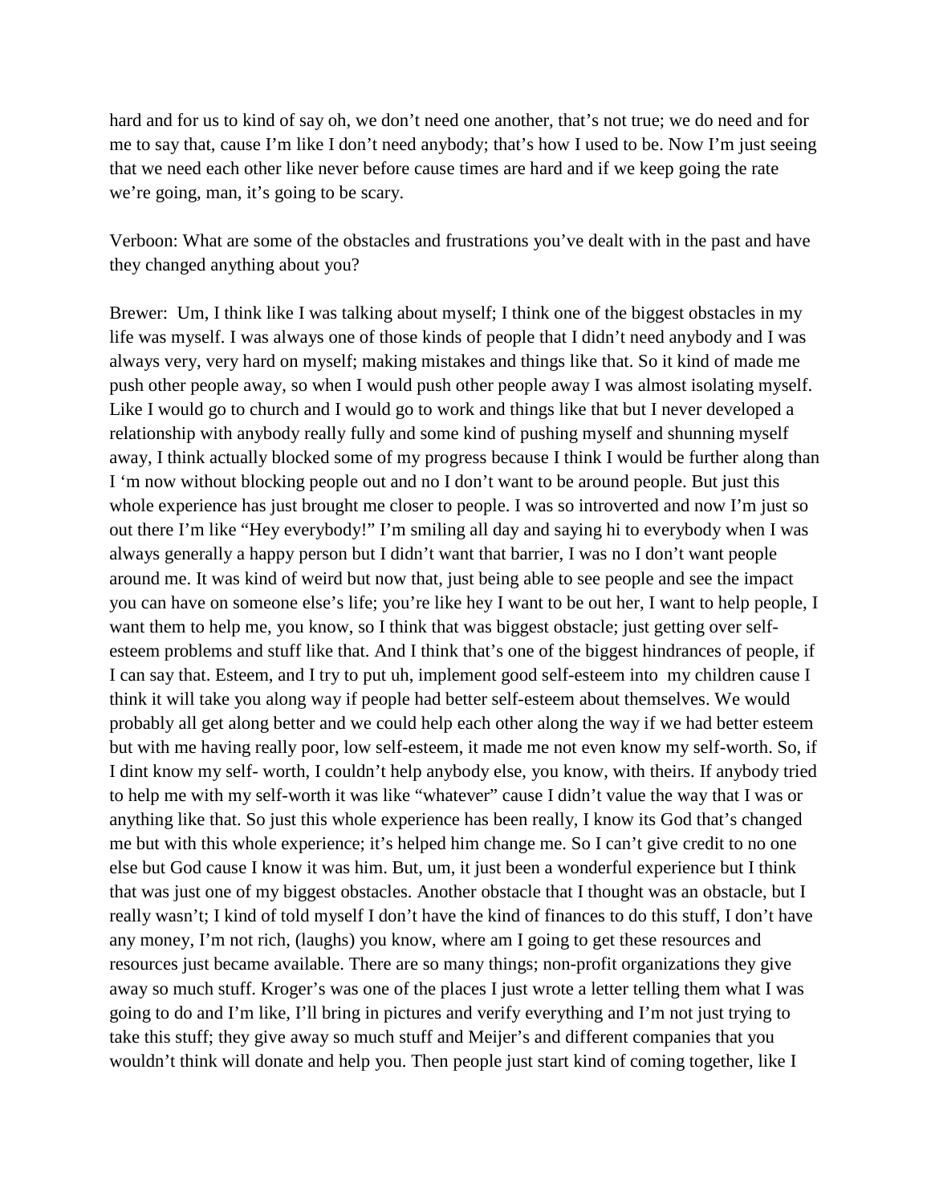hard and for us to kind of say oh, we don't need one another, that's not true; we do need and for me to say that, cause I'm like I don't need anybody; that's how I used to be. Now I'm just seeing that we need each other like never before cause times are hard and if we keep going the rate we're going, man, it's going to be scary.

Verboon: What are some of the obstacles and frustrations you've dealt with in the past and have they changed anything about you?

Brewer: Um, I think like I was talking about myself; I think one of the biggest obstacles in my life was myself. I was always one of those kinds of people that I didn't need anybody and I was always very, very hard on myself; making mistakes and things like that. So it kind of made me push other people away, so when I would push other people away I was almost isolating myself. Like I would go to church and I would go to work and things like that but I never developed a relationship with anybody really fully and some kind of pushing myself and shunning myself away, I think actually blocked some of my progress because I think I would be further along than I 'm now without blocking people out and no I don't want to be around people. But just this whole experience has just brought me closer to people. I was so introverted and now I'm just so out there I'm like "Hey everybody!" I'm smiling all day and saying hi to everybody when I was always generally a happy person but I didn't want that barrier, I was no I don't want people around me. It was kind of weird but now that, just being able to see people and see the impact you can have on someone else's life; you're like hey I want to be out her, I want to help people, I want them to help me, you know, so I think that was biggest obstacle; just getting over self-esteem problems and stuff like that. And I think that's one of the biggest hindrances of people, if I can say that. Esteem, and I try to put uh, implement good self-esteem into my children cause I think it will take you along way if people had better self-esteem about themselves. We would probably all get along better and we could help each other along the way if we had better esteem but with me having really poor, low self-esteem, it made me not even know my self-worth. So, if I dint know my self- worth, I couldn't help anybody else, you know, with theirs. If anybody tried to help me with my self-worth it was like "whatever" cause I didn't value the way that I was or anything like that. So just this whole experience has been really, I know its God that's changed me but with this whole experience; it's helped him change me. So I can't give credit to no one else but God cause I know it was him. But, um, it just been a wonderful experience but I think that was just one of my biggest obstacles. Another obstacle that I thought was an obstacle, but I really wasn't; I kind of told myself I don't have the kind of finances to do this stuff, I don't have any money, I'm not rich, (laughs) you know, where am I going to get these resources and resources just became available. There are so many things; non-profit organizations they give away so much stuff. Kroger's was one of the places I just wrote a letter telling them what I was going to do and I'm like, I'll bring in pictures and verify everything and I'm not just trying to take this stuff; they give away so much stuff and Meijer's and different companies that you wouldn't think will donate and help you. Then people just start kind of coming together, like I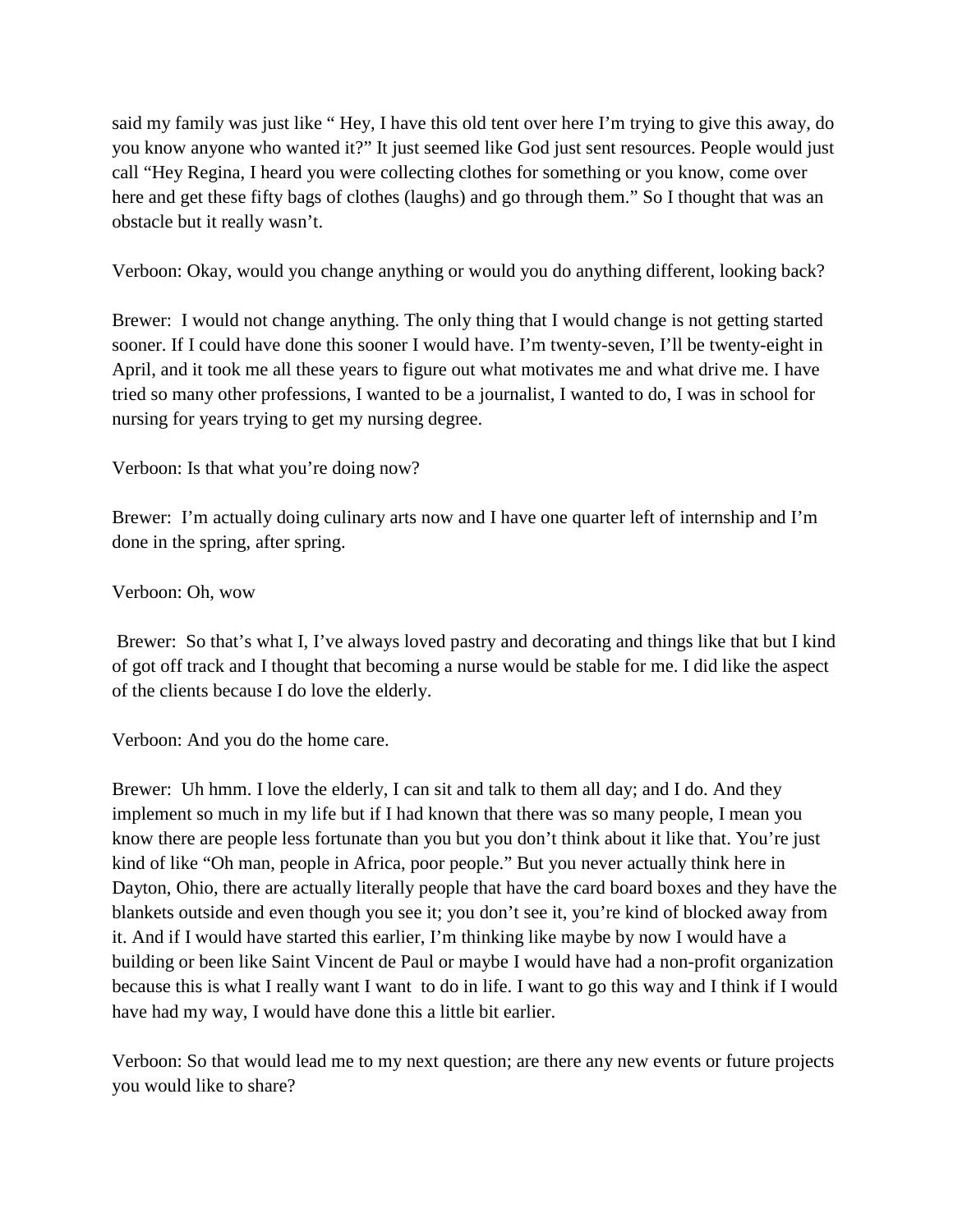said my family was just like " Hey, I have this old tent over here I'm trying to give this away, do you know anyone who wanted it?" It just seemed like God just sent resources. People would just call "Hey Regina, I heard you were collecting clothes for something or you know, come over here and get these fifty bags of clothes (laughs) and go through them." So I thought that was an obstacle but it really wasn't.

Verboon: Okay, would you change anything or would you do anything different, looking back?

Brewer: I would not change anything. The only thing that I would change is not getting started sooner. If I could have done this sooner I would have. I'm twenty-seven, I'll be twenty-eight in April, and it took me all these years to figure out what motivates me and what drive me. I have tried so many other professions, I wanted to be a journalist, I wanted to do, I was in school for nursing for years trying to get my nursing degree.

Verboon: Is that what you're doing now?

Brewer: I'm actually doing culinary arts now and I have one quarter left of internship and I'm done in the spring, after spring.

Verboon: Oh, wow

Brewer: So that's what I, I've always loved pastry and decorating and things like that but I kind of got off track and I thought that becoming a nurse would be stable for me. I did like the aspect of the clients because I do love the elderly.

Verboon: And you do the home care.

Brewer: Uh hmm. I love the elderly, I can sit and talk to them all day; and I do. And they implement so much in my life but if I had known that there was so many people, I mean you know there are people less fortunate than you but you don't think about it like that. You're just kind of like "Oh man, people in Africa, poor people." But you never actually think here in Dayton, Ohio, there are actually literally people that have the card board boxes and they have the blankets outside and even though you see it; you don't see it, you're kind of blocked away from it. And if I would have started this earlier, I'm thinking like maybe by now I would have a building or been like Saint Vincent de Paul or maybe I would have had a non-profit organization because this is what I really want I want to do in life. I want to go this way and I think if I would have had my way, I would have done this a little bit earlier.

Verboon: So that would lead me to my next question; are there any new events or future projects you would like to share?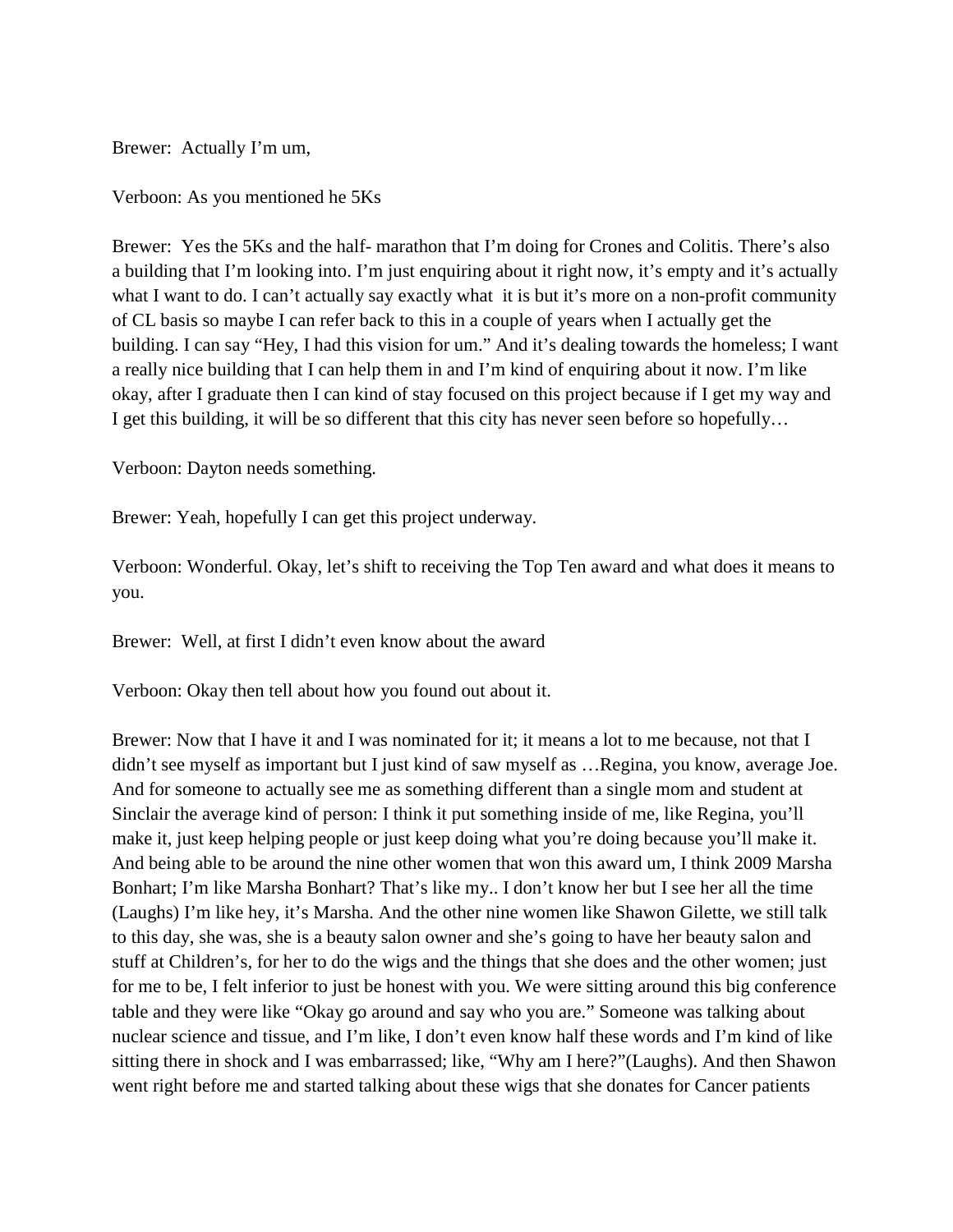Brewer: Actually I'm um,

Verboon: As you mentioned he 5Ks

Brewer: Yes the 5Ks and the half- marathon that I'm doing for Crones and Colitis. There's also a building that I'm looking into. I'm just enquiring about it right now, it's empty and it's actually what I want to do. I can't actually say exactly what it is but it's more on a non-profit community of CL basis so maybe I can refer back to this in a couple of years when I actually get the building. I can say "Hey, I had this vision for um." And it's dealing towards the homeless; I want a really nice building that I can help them in and I'm kind of enquiring about it now. I'm like okay, after I graduate then I can kind of stay focused on this project because if I get my way and I get this building, it will be so different that this city has never seen before so hopefully…

Verboon: Dayton needs something.

Brewer: Yeah, hopefully I can get this project underway.

Verboon: Wonderful. Okay, let's shift to receiving the Top Ten award and what does it means to you.

Brewer: Well, at first I didn't even know about the award

Verboon: Okay then tell about how you found out about it.

Brewer: Now that I have it and I was nominated for it; it means a lot to me because, not that I didn't see myself as important but I just kind of saw myself as …Regina, you know, average Joe. And for someone to actually see me as something different than a single mom and student at Sinclair the average kind of person: I think it put something inside of me, like Regina, you'll make it, just keep helping people or just keep doing what you're doing because you'll make it. And being able to be around the nine other women that won this award um, I think 2009 Marsha Bonhart; I'm like Marsha Bonhart? That's like my.. I don't know her but I see her all the time (Laughs) I'm like hey, it's Marsha. And the other nine women like Shawon Gilette, we still talk to this day, she was, she is a beauty salon owner and she's going to have her beauty salon and stuff at Children's, for her to do the wigs and the things that she does and the other women; just for me to be, I felt inferior to just be honest with you. We were sitting around this big conference table and they were like "Okay go around and say who you are." Someone was talking about nuclear science and tissue, and I'm like, I don't even know half these words and I'm kind of like sitting there in shock and I was embarrassed; like, "Why am I here?"(Laughs). And then Shawon went right before me and started talking about these wigs that she donates for Cancer patients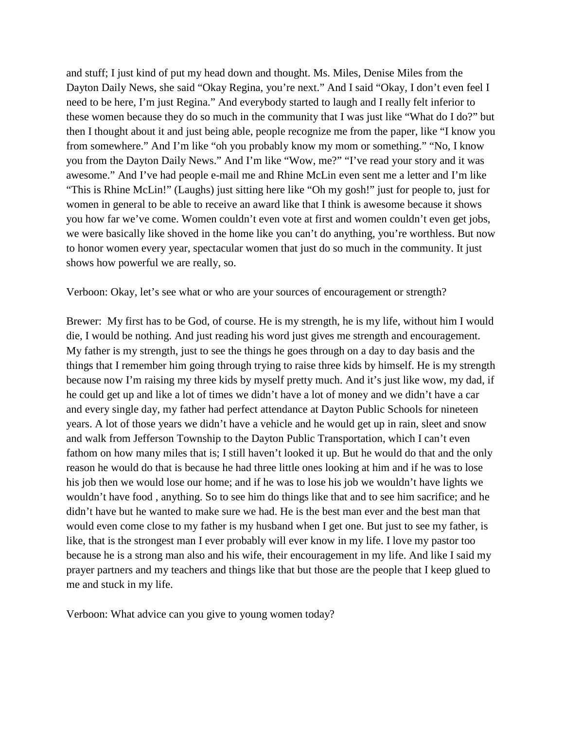and stuff; I just kind of put my head down and thought. Ms. Miles, Denise Miles from the Dayton Daily News, she said "Okay Regina, you're next." And I said "Okay, I don't even feel I need to be here, I'm just Regina." And everybody started to laugh and I really felt inferior to these women because they do so much in the community that I was just like "What do I do?" but then I thought about it and just being able, people recognize me from the paper, like "I know you from somewhere." And I'm like "oh you probably know my mom or something." "No, I know you from the Dayton Daily News." And I'm like "Wow, me?" "I've read your story and it was awesome." And I've had people e-mail me and Rhine McLin even sent me a letter and I'm like "This is Rhine McLin!" (Laughs) just sitting here like "Oh my gosh!" just for people to, just for women in general to be able to receive an award like that I think is awesome because it shows you how far we've come. Women couldn't even vote at first and women couldn't even get jobs, we were basically like shoved in the home like you can't do anything, you're worthless. But now to honor women every year, spectacular women that just do so much in the community. It just shows how powerful we are really, so.

Verboon: Okay, let's see what or who are your sources of encouragement or strength?

Brewer: My first has to be God, of course. He is my strength, he is my life, without him I would die, I would be nothing. And just reading his word just gives me strength and encouragement. My father is my strength, just to see the things he goes through on a day to day basis and the things that I remember him going through trying to raise three kids by himself. He is my strength because now I'm raising my three kids by myself pretty much. And it's just like wow, my dad, if he could get up and like a lot of times we didn't have a lot of money and we didn't have a car and every single day, my father had perfect attendance at Dayton Public Schools for nineteen years. A lot of those years we didn't have a vehicle and he would get up in rain, sleet and snow and walk from Jefferson Township to the Dayton Public Transportation, which I can't even fathom on how many miles that is; I still haven't looked it up. But he would do that and the only reason he would do that is because he had three little ones looking at him and if he was to lose his job then we would lose our home; and if he was to lose his job we wouldn't have lights we wouldn't have food , anything. So to see him do things like that and to see him sacrifice; and he didn't have but he wanted to make sure we had. He is the best man ever and the best man that would even come close to my father is my husband when I get one. But just to see my father, is like, that is the strongest man I ever probably will ever know in my life. I love my pastor too because he is a strong man also and his wife, their encouragement in my life. And like I said my prayer partners and my teachers and things like that but those are the people that I keep glued to me and stuck in my life.

Verboon: What advice can you give to young women today?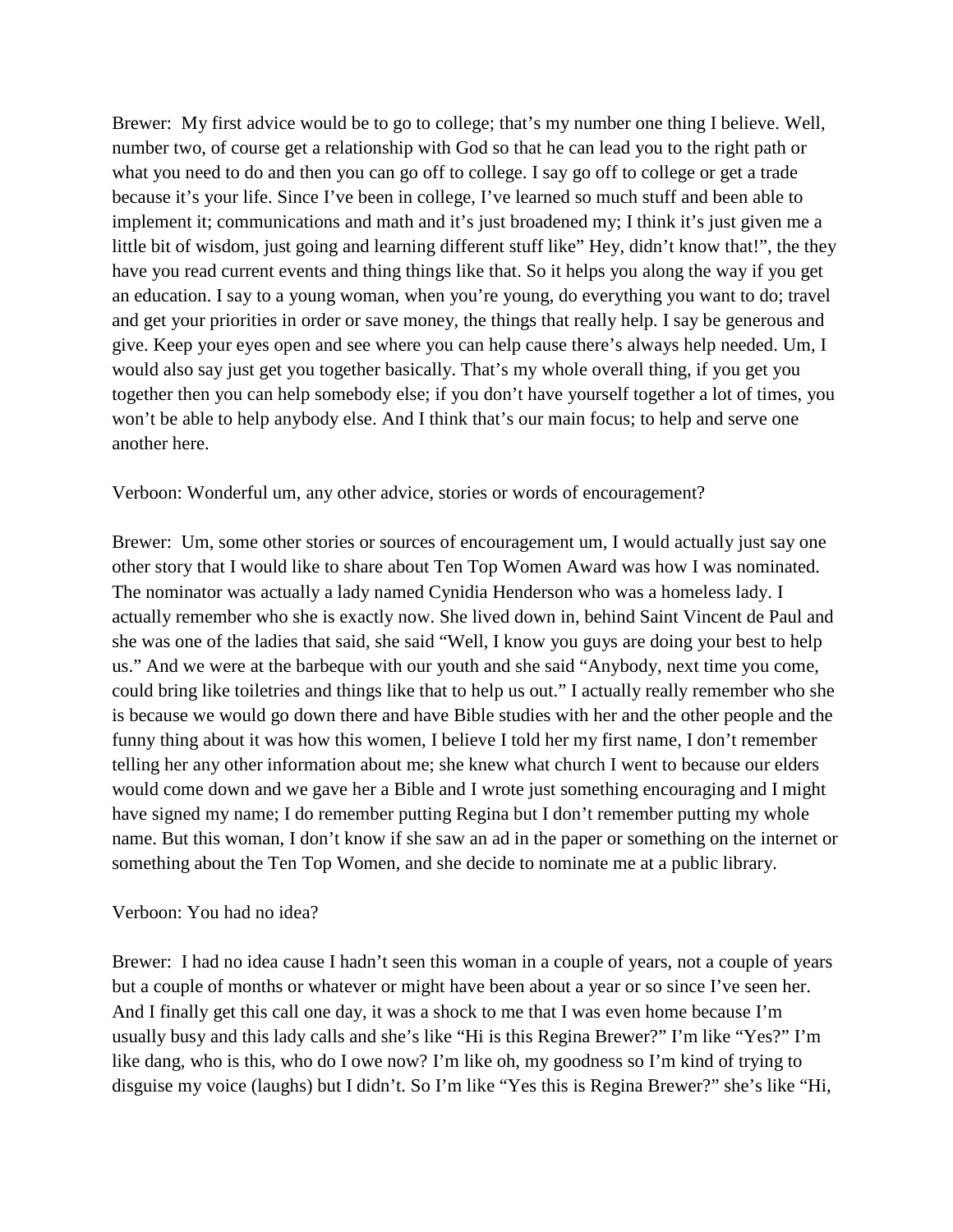Brewer: My first advice would be to go to college; that's my number one thing I believe. Well, number two, of course get a relationship with God so that he can lead you to the right path or what you need to do and then you can go off to college. I say go off to college or get a trade because it's your life. Since I've been in college, I've learned so much stuff and been able to implement it; communications and math and it's just broadened my; I think it's just given me a little bit of wisdom, just going and learning different stuff like" Hey, didn't know that!", the they have you read current events and thing things like that. So it helps you along the way if you get an education. I say to a young woman, when you're young, do everything you want to do; travel and get your priorities in order or save money, the things that really help. I say be generous and give. Keep your eyes open and see where you can help cause there's always help needed. Um, I would also say just get you together basically. That's my whole overall thing, if you get you together then you can help somebody else; if you don't have yourself together a lot of times, you won't be able to help anybody else. And I think that's our main focus; to help and serve one another here.

Verboon: Wonderful um, any other advice, stories or words of encouragement?

Brewer: Um, some other stories or sources of encouragement um, I would actually just say one other story that I would like to share about Ten Top Women Award was how I was nominated. The nominator was actually a lady named Cynidia Henderson who was a homeless lady. I actually remember who she is exactly now. She lived down in, behind Saint Vincent de Paul and she was one of the ladies that said, she said "Well, I know you guys are doing your best to help us." And we were at the barbeque with our youth and she said "Anybody, next time you come, could bring like toiletries and things like that to help us out." I actually really remember who she is because we would go down there and have Bible studies with her and the other people and the funny thing about it was how this women, I believe I told her my first name, I don't remember telling her any other information about me; she knew what church I went to because our elders would come down and we gave her a Bible and I wrote just something encouraging and I might have signed my name; I do remember putting Regina but I don't remember putting my whole name. But this woman, I don't know if she saw an ad in the paper or something on the internet or something about the Ten Top Women, and she decide to nominate me at a public library.

Verboon: You had no idea?

Brewer: I had no idea cause I hadn't seen this woman in a couple of years, not a couple of years but a couple of months or whatever or might have been about a year or so since I've seen her. And I finally get this call one day, it was a shock to me that I was even home because I'm usually busy and this lady calls and she's like "Hi is this Regina Brewer?" I'm like "Yes?" I'm like dang, who is this, who do I owe now? I'm like oh, my goodness so I'm kind of trying to disguise my voice (laughs) but I didn't. So I'm like "Yes this is Regina Brewer?" she's like "Hi,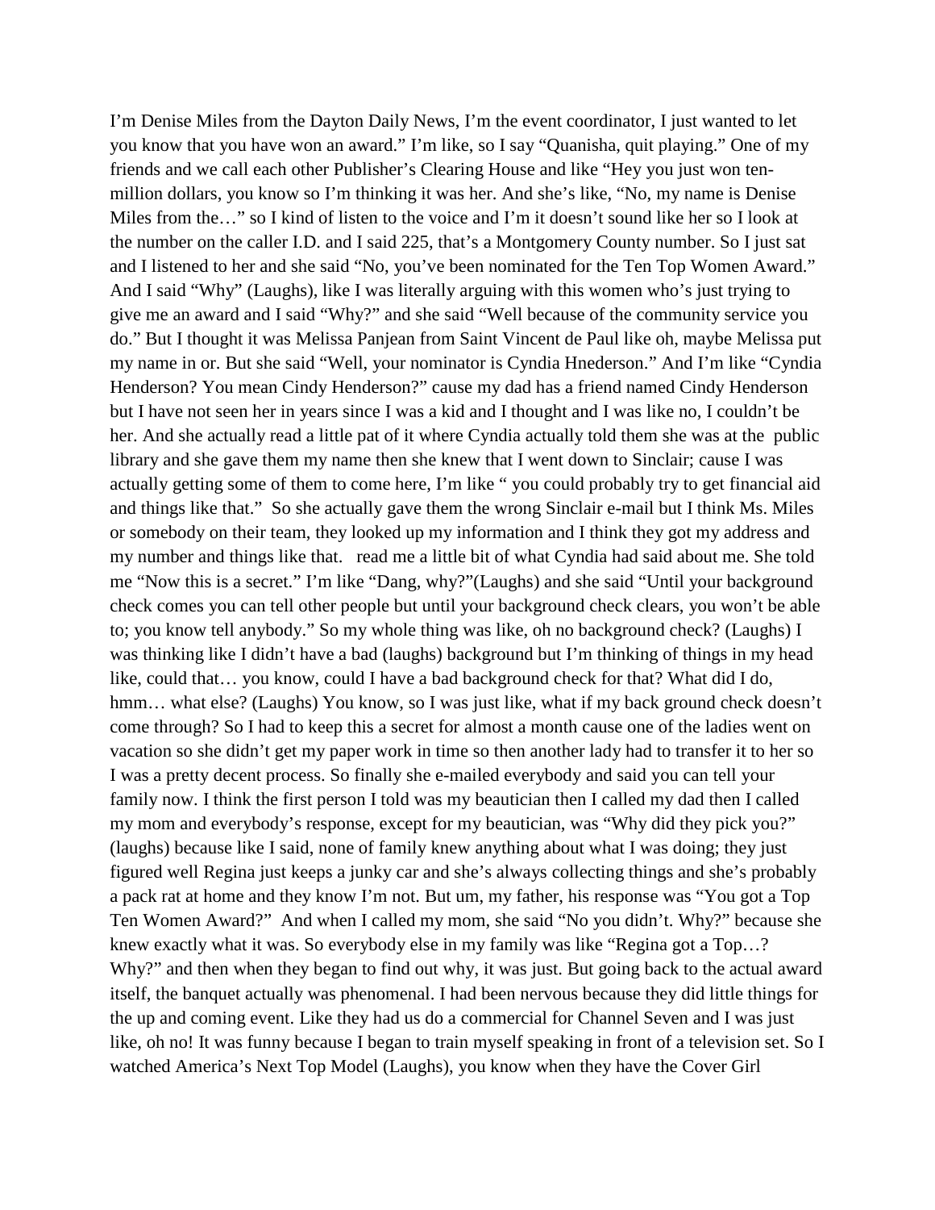I'm Denise Miles from the Dayton Daily News, I'm the event coordinator, I just wanted to let you know that you have won an award." I'm like, so I say "Quanisha, quit playing." One of my friends and we call each other Publisher's Clearing House and like "Hey you just won ten-million dollars, you know so I'm thinking it was her. And she's like, "No, my name is Denise Miles from the…" so I kind of listen to the voice and I'm it doesn't sound like her so I look at the number on the caller I.D. and I said 225, that's a Montgomery County number. So I just sat and I listened to her and she said "No, you've been nominated for the Ten Top Women Award." And I said "Why" (Laughs), like I was literally arguing with this women who's just trying to give me an award and I said "Why?" and she said "Well because of the community service you do." But I thought it was Melissa Panjean from Saint Vincent de Paul like oh, maybe Melissa put my name in or. But she said "Well, your nominator is Cyndia Hnederson." And I'm like "Cyndia Henderson? You mean Cindy Henderson?" cause my dad has a friend named Cindy Henderson but I have not seen her in years since I was a kid and I thought and I was like no, I couldn't be her. And she actually read a little pat of it where Cyndia actually told them she was at the public library and she gave them my name then she knew that I went down to Sinclair; cause I was actually getting some of them to come here, I'm like " you could probably try to get financial aid and things like that." So she actually gave them the wrong Sinclair e-mail but I think Ms. Miles or somebody on their team, they looked up my information and I think they got my address and my number and things like that. read me a little bit of what Cyndia had said about me. She told me "Now this is a secret." I'm like "Dang, why?"(Laughs) and she said "Until your background check comes you can tell other people but until your background check clears, you won't be able to; you know tell anybody." So my whole thing was like, oh no background check? (Laughs) I was thinking like I didn't have a bad (laughs) background but I'm thinking of things in my head like, could that… you know, could I have a bad background check for that? What did I do, hmm… what else? (Laughs) You know, so I was just like, what if my back ground check doesn't come through? So I had to keep this a secret for almost a month cause one of the ladies went on vacation so she didn't get my paper work in time so then another lady had to transfer it to her so I was a pretty decent process. So finally she e-mailed everybody and said you can tell your family now. I think the first person I told was my beautician then I called my dad then I called my mom and everybody's response, except for my beautician, was "Why did they pick you?" (laughs) because like I said, none of family knew anything about what I was doing; they just figured well Regina just keeps a junky car and she's always collecting things and she's probably a pack rat at home and they know I'm not. But um, my father, his response was "You got a Top Ten Women Award?" And when I called my mom, she said "No you didn't. Why?" because she knew exactly what it was. So everybody else in my family was like "Regina got a Top…? Why?" and then when they began to find out why, it was just. But going back to the actual award itself, the banquet actually was phenomenal. I had been nervous because they did little things for the up and coming event. Like they had us do a commercial for Channel Seven and I was just like, oh no! It was funny because I began to train myself speaking in front of a television set. So I watched America's Next Top Model (Laughs), you know when they have the Cover Girl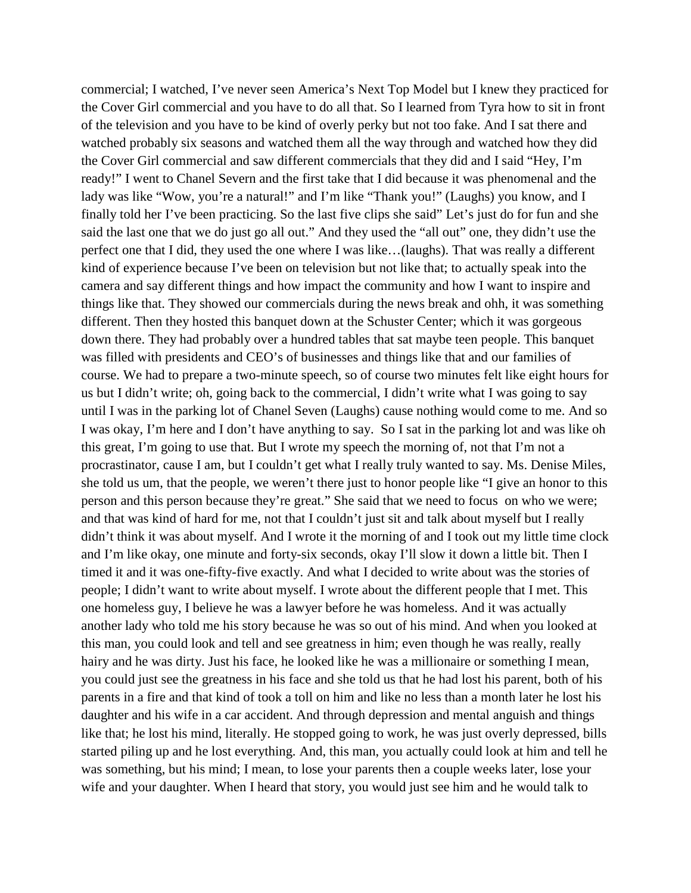commercial; I watched, I've never seen America's Next Top Model but I knew they practiced for the Cover Girl commercial and you have to do all that. So I learned from Tyra how to sit in front of the television and you have to be kind of overly perky but not too fake. And I sat there and watched probably six seasons and watched them all the way through and watched how they did the Cover Girl commercial and saw different commercials that they did and I said "Hey, I'm ready!" I went to Chanel Severn and the first take that I did because it was phenomenal and the lady was like "Wow, you're a natural!" and I'm like "Thank you!" (Laughs) you know, and I finally told her I've been practicing. So the last five clips she said" Let's just do for fun and she said the last one that we do just go all out." And they used the "all out" one, they didn't use the perfect one that I did, they used the one where I was like…(laughs). That was really a different kind of experience because I've been on television but not like that; to actually speak into the camera and say different things and how impact the community and how I want to inspire and things like that. They showed our commercials during the news break and ohh, it was something different. Then they hosted this banquet down at the Schuster Center; which it was gorgeous down there. They had probably over a hundred tables that sat maybe teen people. This banquet was filled with presidents and CEO's of businesses and things like that and our families of course. We had to prepare a two-minute speech, so of course two minutes felt like eight hours for us but I didn't write; oh, going back to the commercial, I didn't write what I was going to say until I was in the parking lot of Chanel Seven (Laughs) cause nothing would come to me. And so I was okay, I'm here and I don't have anything to say. So I sat in the parking lot and was like oh this great, I'm going to use that. But I wrote my speech the morning of, not that I'm not a procrastinator, cause I am, but I couldn't get what I really truly wanted to say. Ms. Denise Miles, she told us um, that the people, we weren't there just to honor people like "I give an honor to this person and this person because they're great." She said that we need to focus on who we were; and that was kind of hard for me, not that I couldn't just sit and talk about myself but I really didn't think it was about myself. And I wrote it the morning of and I took out my little time clock and I'm like okay, one minute and forty-six seconds, okay I'll slow it down a little bit. Then I timed it and it was one-fifty-five exactly. And what I decided to write about was the stories of people; I didn't want to write about myself. I wrote about the different people that I met. This one homeless guy, I believe he was a lawyer before he was homeless. And it was actually another lady who told me his story because he was so out of his mind. And when you looked at this man, you could look and tell and see greatness in him; even though he was really, really hairy and he was dirty. Just his face, he looked like he was a millionaire or something I mean, you could just see the greatness in his face and she told us that he had lost his parent, both of his parents in a fire and that kind of took a toll on him and like no less than a month later he lost his daughter and his wife in a car accident. And through depression and mental anguish and things like that; he lost his mind, literally. He stopped going to work, he was just overly depressed, bills started piling up and he lost everything. And, this man, you actually could look at him and tell he was something, but his mind; I mean, to lose your parents then a couple weeks later, lose your wife and your daughter. When I heard that story, you would just see him and he would talk to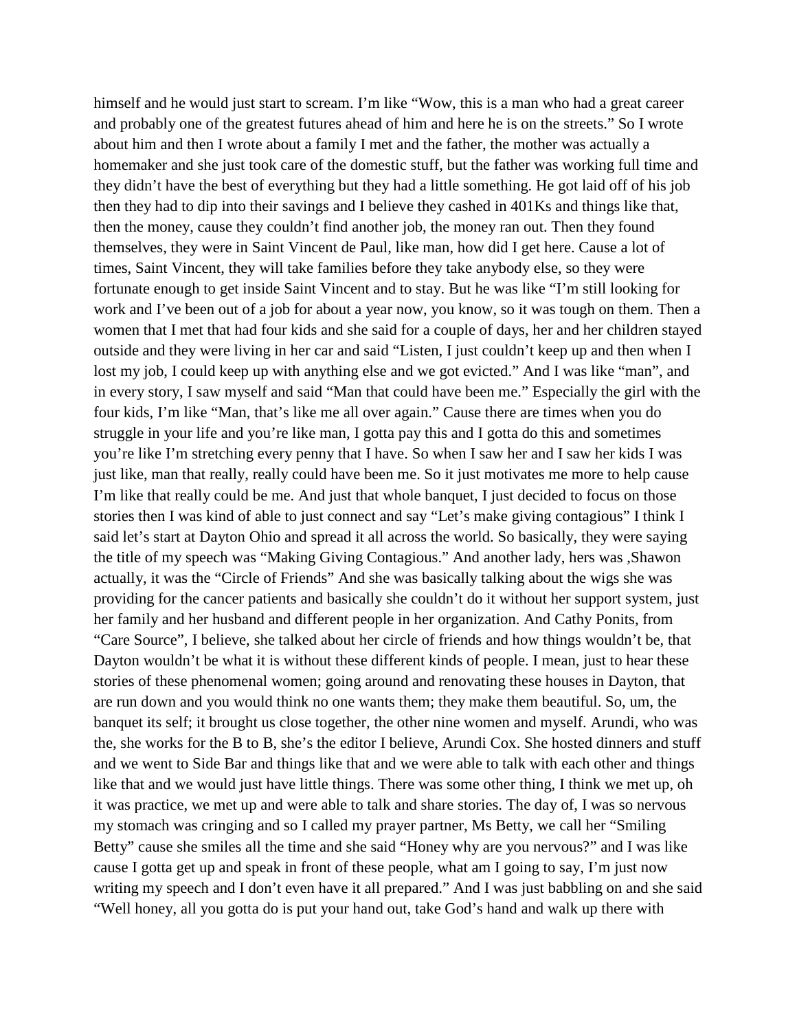himself and he would just start to scream. I'm like "Wow, this is a man who had a great career and probably one of the greatest futures ahead of him and here he is on the streets." So I wrote about him and then I wrote about a family I met and the father, the mother was actually a homemaker and she just took care of the domestic stuff, but the father was working full time and they didn't have the best of everything but they had a little something. He got laid off of his job then they had to dip into their savings and I believe they cashed in 401Ks and things like that, then the money, cause they couldn't find another job, the money ran out. Then they found themselves, they were in Saint Vincent de Paul, like man, how did I get here. Cause a lot of times, Saint Vincent, they will take families before they take anybody else, so they were fortunate enough to get inside Saint Vincent and to stay. But he was like "I'm still looking for work and I've been out of a job for about a year now, you know, so it was tough on them. Then a women that I met that had four kids and she said for a couple of days, her and her children stayed outside and they were living in her car and said "Listen, I just couldn't keep up and then when I lost my job, I could keep up with anything else and we got evicted." And I was like "man", and in every story, I saw myself and said "Man that could have been me." Especially the girl with the four kids, I'm like "Man, that's like me all over again." Cause there are times when you do struggle in your life and you're like man, I gotta pay this and I gotta do this and sometimes you're like I'm stretching every penny that I have. So when I saw her and I saw her kids I was just like, man that really, really could have been me. So it just motivates me more to help cause I'm like that really could be me. And just that whole banquet, I just decided to focus on those stories then I was kind of able to just connect and say "Let's make giving contagious" I think I said let's start at Dayton Ohio and spread it all across the world. So basically, they were saying the title of my speech was "Making Giving Contagious." And another lady, hers was ,Shawon actually, it was the "Circle of Friends" And she was basically talking about the wigs she was providing for the cancer patients and basically she couldn't do it without her support system, just her family and her husband and different people in her organization. And Cathy Ponits, from "Care Source", I believe, she talked about her circle of friends and how things wouldn't be, that Dayton wouldn't be what it is without these different kinds of people. I mean, just to hear these stories of these phenomenal women; going around and renovating these houses in Dayton, that are run down and you would think no one wants them; they make them beautiful. So, um, the banquet its self; it brought us close together, the other nine women and myself. Arundi, who was the, she works for the B to B, she's the editor I believe, Arundi Cox. She hosted dinners and stuff and we went to Side Bar and things like that and we were able to talk with each other and things like that and we would just have little things. There was some other thing, I think we met up, oh it was practice, we met up and were able to talk and share stories. The day of, I was so nervous my stomach was cringing and so I called my prayer partner, Ms Betty, we call her "Smiling Betty" cause she smiles all the time and she said "Honey why are you nervous?" and I was like cause I gotta get up and speak in front of these people, what am I going to say, I'm just now writing my speech and I don't even have it all prepared." And I was just babbling on and she said "Well honey, all you gotta do is put your hand out, take God's hand and walk up there with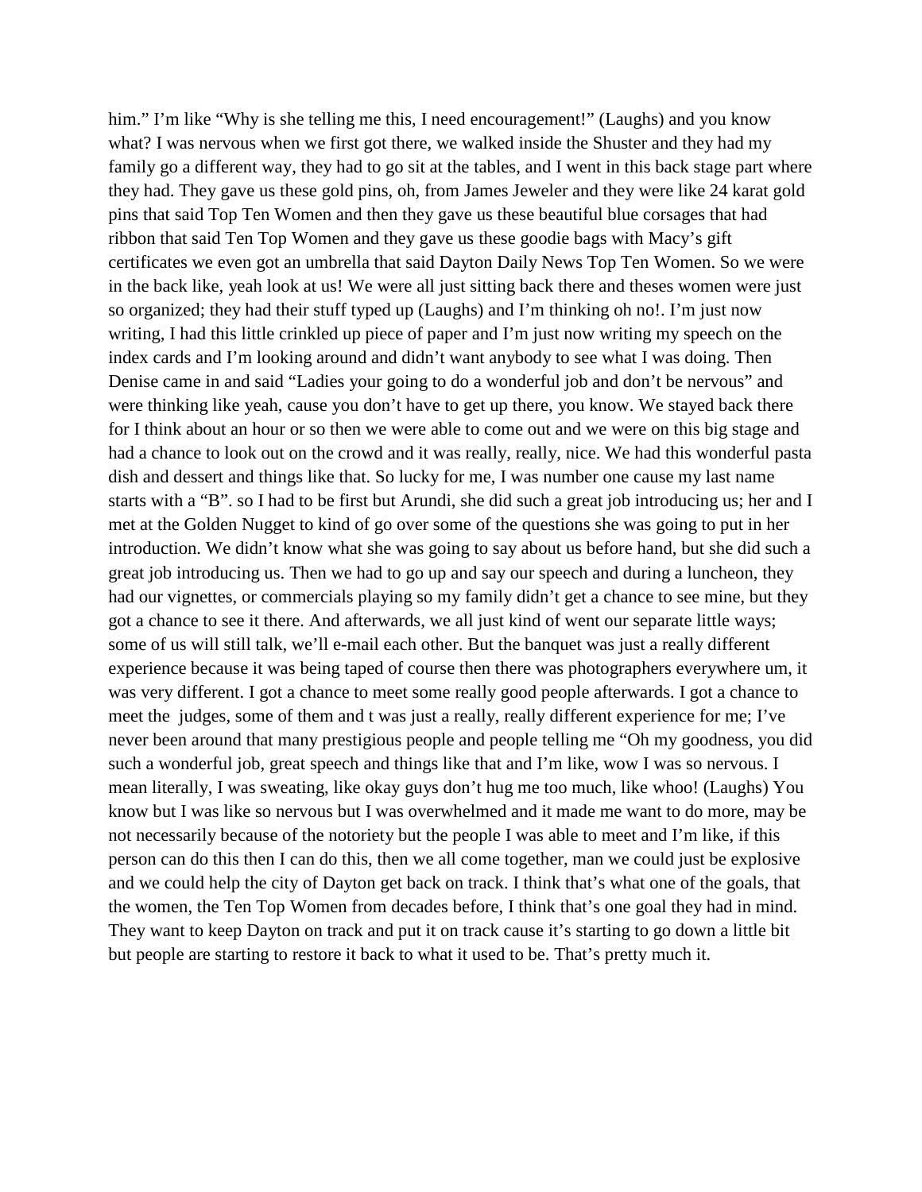him." I'm like "Why is she telling me this, I need encouragement!" (Laughs) and you know what? I was nervous when we first got there, we walked inside the Shuster and they had my family go a different way, they had to go sit at the tables, and I went in this back stage part where they had. They gave us these gold pins, oh, from James Jeweler and they were like 24 karat gold pins that said Top Ten Women and then they gave us these beautiful blue corsages that had ribbon that said Ten Top Women and they gave us these goodie bags with Macy's gift certificates we even got an umbrella that said Dayton Daily News Top Ten Women. So we were in the back like, yeah look at us! We were all just sitting back there and theses women were just so organized; they had their stuff typed up (Laughs) and I'm thinking oh no!. I'm just now writing, I had this little crinkled up piece of paper and I'm just now writing my speech on the index cards and I'm looking around and didn't want anybody to see what I was doing. Then Denise came in and said "Ladies your going to do a wonderful job and don't be nervous" and were thinking like yeah, cause you don't have to get up there, you know. We stayed back there for I think about an hour or so then we were able to come out and we were on this big stage and had a chance to look out on the crowd and it was really, really, nice. We had this wonderful pasta dish and dessert and things like that. So lucky for me, I was number one cause my last name starts with a "B". so I had to be first but Arundi, she did such a great job introducing us; her and I met at the Golden Nugget to kind of go over some of the questions she was going to put in her introduction. We didn't know what she was going to say about us before hand, but she did such a great job introducing us. Then we had to go up and say our speech and during a luncheon, they had our vignettes, or commercials playing so my family didn't get a chance to see mine, but they got a chance to see it there. And afterwards, we all just kind of went our separate little ways; some of us will still talk, we'll e-mail each other. But the banquet was just a really different experience because it was being taped of course then there was photographers everywhere um, it was very different. I got a chance to meet some really good people afterwards. I got a chance to meet the judges, some of them and t was just a really, really different experience for me; I've never been around that many prestigious people and people telling me "Oh my goodness, you did such a wonderful job, great speech and things like that and I'm like, wow I was so nervous. I mean literally, I was sweating, like okay guys don't hug me too much, like whoo! (Laughs) You know but I was like so nervous but I was overwhelmed and it made me want to do more, may be not necessarily because of the notoriety but the people I was able to meet and I'm like, if this person can do this then I can do this, then we all come together, man we could just be explosive and we could help the city of Dayton get back on track. I think that's what one of the goals, that the women, the Ten Top Women from decades before, I think that's one goal they had in mind. They want to keep Dayton on track and put it on track cause it's starting to go down a little bit but people are starting to restore it back to what it used to be. That's pretty much it.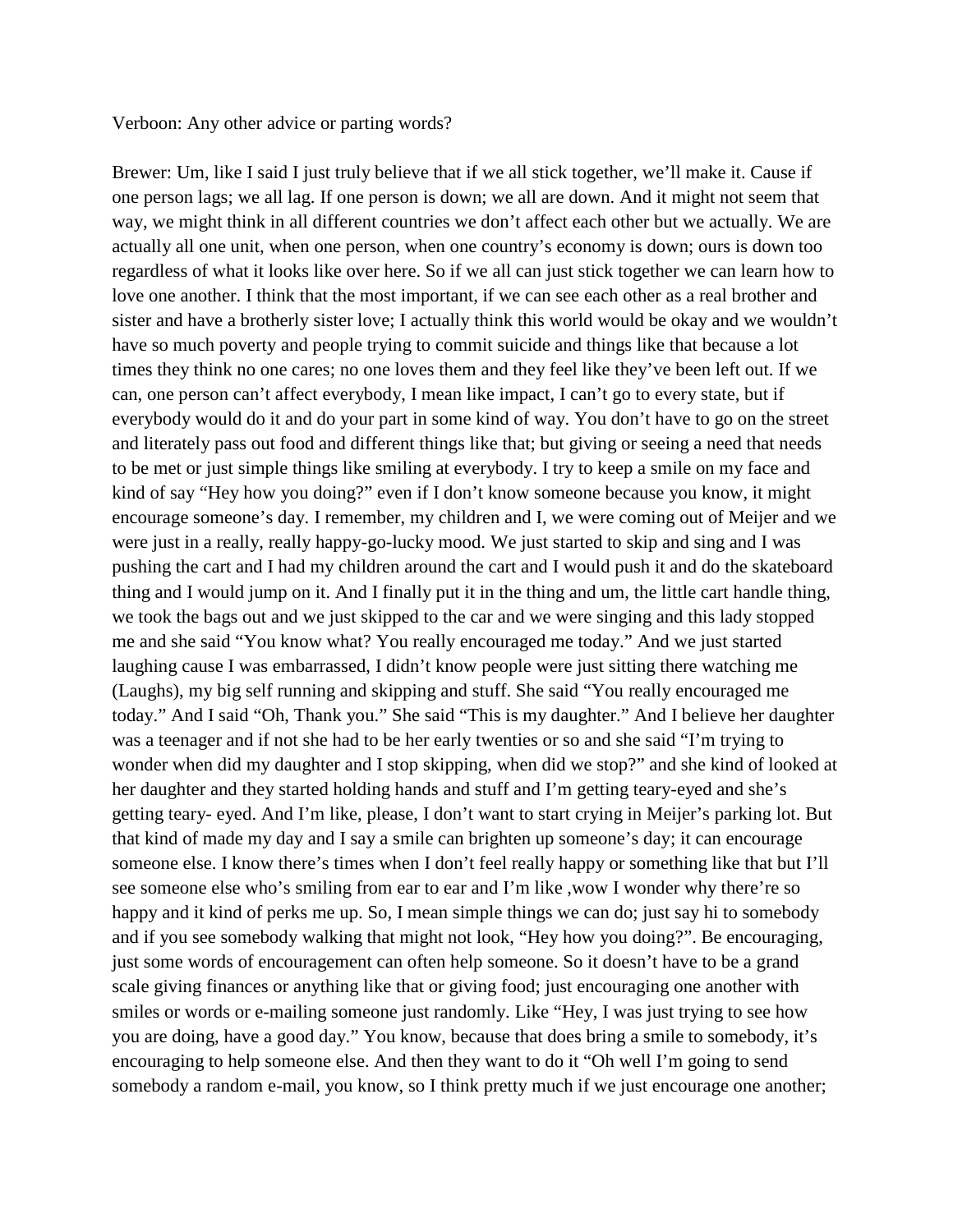Verboon: Any other advice or parting words?

Brewer: Um, like I said I just truly believe that if we all stick together, we'll make it. Cause if one person lags; we all lag. If one person is down; we all are down. And it might not seem that way, we might think in all different countries we don't affect each other but we actually. We are actually all one unit, when one person, when one country's economy is down; ours is down too regardless of what it looks like over here. So if we all can just stick together we can learn how to love one another. I think that the most important, if we can see each other as a real brother and sister and have a brotherly sister love; I actually think this world would be okay and we wouldn't have so much poverty and people trying to commit suicide and things like that because a lot times they think no one cares; no one loves them and they feel like they've been left out. If we can, one person can't affect everybody, I mean like impact, I can't go to every state, but if everybody would do it and do your part in some kind of way. You don't have to go on the street and literately pass out food and different things like that; but giving or seeing a need that needs to be met or just simple things like smiling at everybody. I try to keep a smile on my face and kind of say "Hey how you doing?" even if I don't know someone because you know, it might encourage someone's day. I remember, my children and I, we were coming out of Meijer and we were just in a really, really happy-go-lucky mood. We just started to skip and sing and I was pushing the cart and I had my children around the cart and I would push it and do the skateboard thing and I would jump on it. And I finally put it in the thing and um, the little cart handle thing, we took the bags out and we just skipped to the car and we were singing and this lady stopped me and she said "You know what? You really encouraged me today." And we just started laughing cause I was embarrassed, I didn't know people were just sitting there watching me (Laughs), my big self running and skipping and stuff. She said "You really encouraged me today." And I said "Oh, Thank you." She said "This is my daughter." And I believe her daughter was a teenager and if not she had to be her early twenties or so and she said "I'm trying to wonder when did my daughter and I stop skipping, when did we stop?" and she kind of looked at her daughter and they started holding hands and stuff and I'm getting teary-eyed and she's getting teary- eyed. And I'm like, please, I don't want to start crying in Meijer's parking lot. But that kind of made my day and I say a smile can brighten up someone's day; it can encourage someone else. I know there's times when I don't feel really happy or something like that but I'll see someone else who's smiling from ear to ear and I'm like ,wow I wonder why there're so happy and it kind of perks me up. So, I mean simple things we can do; just say hi to somebody and if you see somebody walking that might not look, "Hey how you doing?". Be encouraging, just some words of encouragement can often help someone. So it doesn't have to be a grand scale giving finances or anything like that or giving food; just encouraging one another with smiles or words or e-mailing someone just randomly. Like "Hey, I was just trying to see how you are doing, have a good day." You know, because that does bring a smile to somebody, it's encouraging to help someone else. And then they want to do it "Oh well I'm going to send somebody a random e-mail, you know, so I think pretty much if we just encourage one another;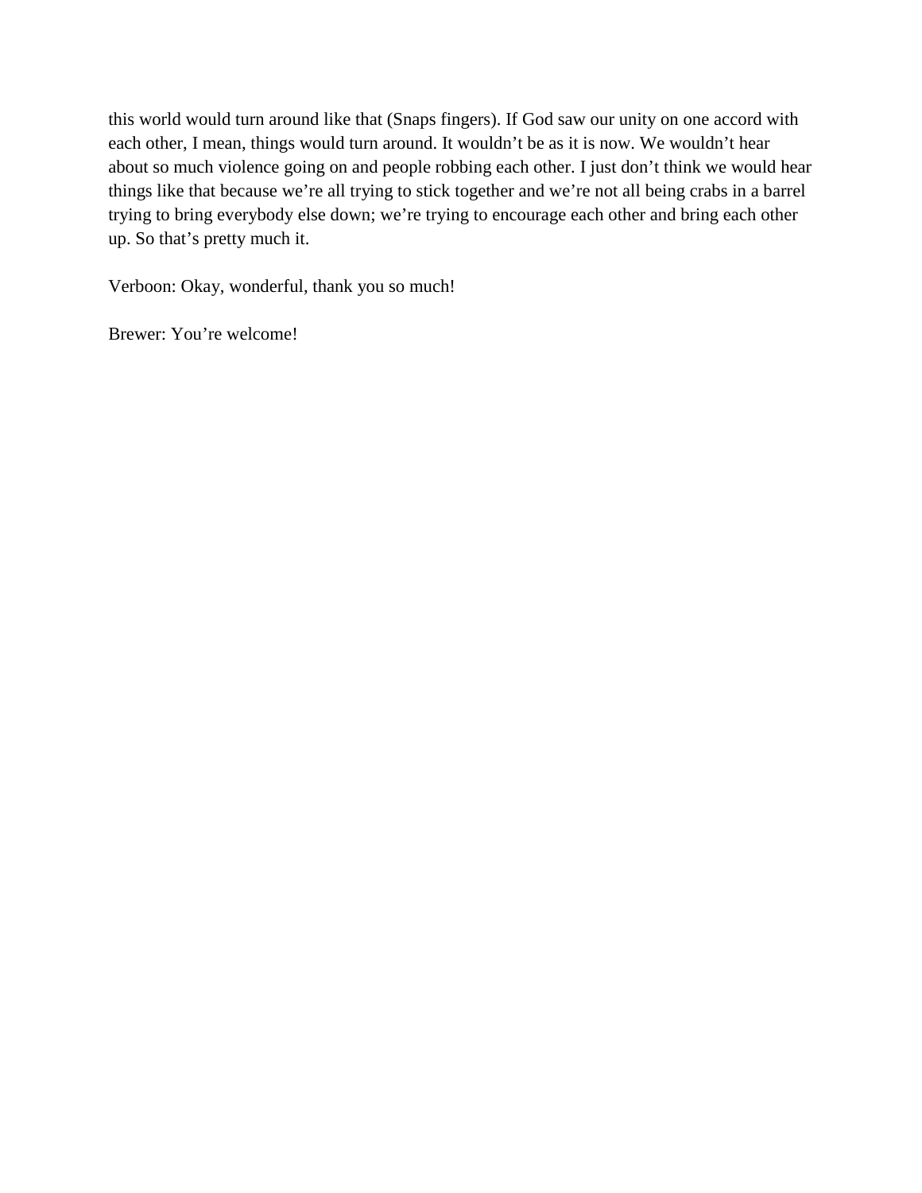this world would turn around like that (Snaps fingers). If God saw our unity on one accord with each other, I mean, things would turn around. It wouldn't be as it is now. We wouldn't hear about so much violence going on and people robbing each other. I just don't think we would hear things like that because we're all trying to stick together and we're not all being crabs in a barrel trying to bring everybody else down; we're trying to encourage each other and bring each other up. So that's pretty much it.

Verboon: Okay, wonderful, thank you so much!

Brewer: You're welcome!